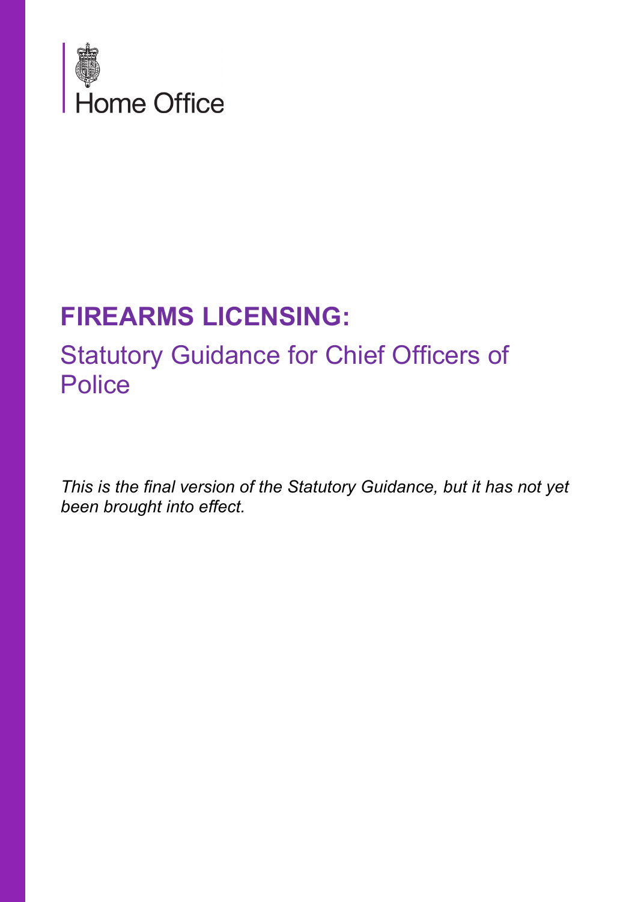Home Office

# FIREARMS LICENSING:

## Statutory Guidance for Chief Officers of Police

*This is the final version of the Statutory Guidance, but it has not yet been brought into effect.*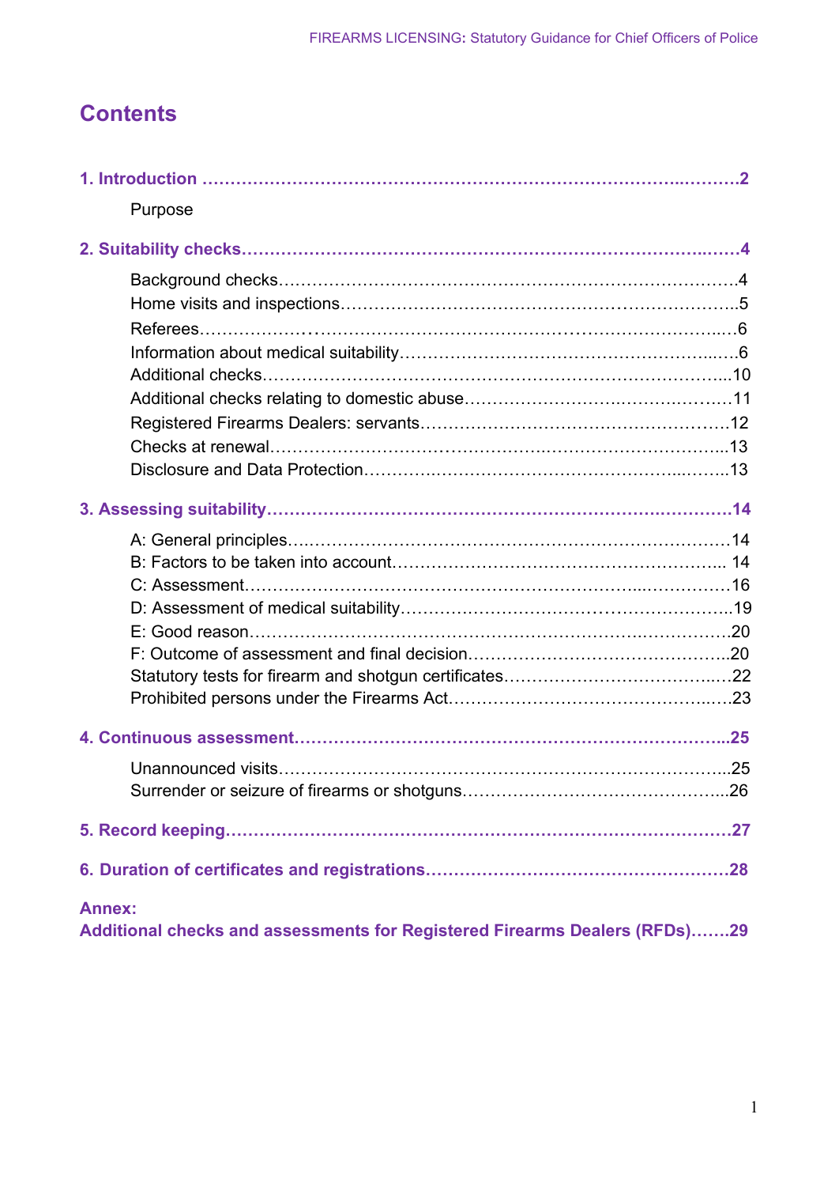# Contents

**1. Introduction ………………………………………………………………………………..……….2**

Purpose

**2. Suitability checks……………………………………………………………………..……4**

Background checks……………………………………………………………………….4
Home visits and inspections……………………………………………………………..5
Referees…………………………………………………………………………….…..…6
Information about medical suitability…………………………………………………..….6
Additional checks…………………………………………………………………………...10
Additional checks relating to domestic abuse……………………………………………11
Registered Firearms Dealers: servants…………………………………………………12
Checks at renewal…………………………………………………………………………..13
Disclosure and Data Protection…………………………………………………..……..13

**3. Assessing suitability…………………………………………………………………………14**

A: General principles…………………………………………………………………………14
B: Factors to be taken into account………………………………………………….. 14
C: Assessment…………………………………………………………………...……………16
D: Assessment of medical suitability…………………………………………………..19
E: Good reason……………………………………………………………………..……………20
F: Outcome of assessment and final decision………………………………………..20
Statutory tests for firearm and shotgun certificates……………………………..…22
Prohibited persons under the Firearms Act…………………………………………..…23

**4. Continuous assessment………………………………………………………………………...25**

Unannounced visits…………………………………………………………………………...25
Surrender or seizure of firearms or shotguns…………………………………………...26

**5. Record keeping…………………………………………………………………………………27**

**6. Duration of certificates and registrations………………………………………………28**

**Annex:**
**Additional checks and assessments for Registered Firearms Dealers (RFDs)…….29**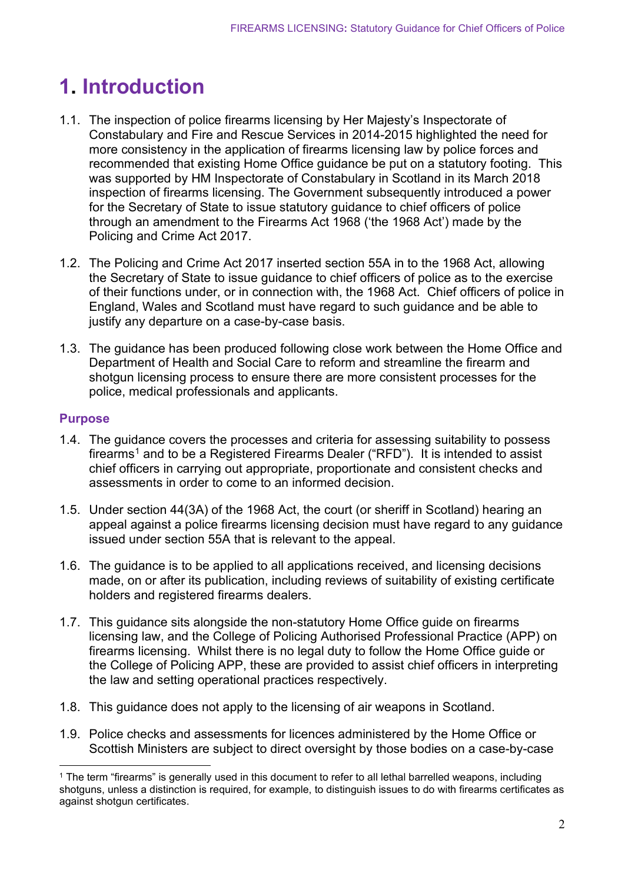# 1. Introduction

1.1. The inspection of police firearms licensing by Her Majesty's Inspectorate of Constabulary and Fire and Rescue Services in 2014-2015 highlighted the need for more consistency in the application of firearms licensing law by police forces and recommended that existing Home Office guidance be put on a statutory footing. This was supported by HM Inspectorate of Constabulary in Scotland in its March 2018 inspection of firearms licensing. The Government subsequently introduced a power for the Secretary of State to issue statutory guidance to chief officers of police through an amendment to the Firearms Act 1968 ('the 1968 Act') made by the Policing and Crime Act 2017.

1.2. The Policing and Crime Act 2017 inserted section 55A in to the 1968 Act, allowing the Secretary of State to issue guidance to chief officers of police as to the exercise of their functions under, or in connection with, the 1968 Act. Chief officers of police in England, Wales and Scotland must have regard to such guidance and be able to justify any departure on a case-by-case basis.

1.3. The guidance has been produced following close work between the Home Office and Department of Health and Social Care to reform and streamline the firearm and shotgun licensing process to ensure there are more consistent processes for the police, medical professionals and applicants.

## Purpose

1.4. The guidance covers the processes and criteria for assessing suitability to possess firearms[1] and to be a Registered Firearms Dealer ("RFD"). It is intended to assist chief officers in carrying out appropriate, proportionate and consistent checks and assessments in order to come to an informed decision.

1.5. Under section 44(3A) of the 1968 Act, the court (or sheriff in Scotland) hearing an appeal against a police firearms licensing decision must have regard to any guidance issued under section 55A that is relevant to the appeal.

1.6. The guidance is to be applied to all applications received, and licensing decisions made, on or after its publication, including reviews of suitability of existing certificate holders and registered firearms dealers.

1.7. This guidance sits alongside the non-statutory Home Office guide on firearms licensing law, and the College of Policing Authorised Professional Practice (APP) on firearms licensing. Whilst there is no legal duty to follow the Home Office guide or the College of Policing APP, these are provided to assist chief officers in interpreting the law and setting operational practices respectively.

1.8. This guidance does not apply to the licensing of air weapons in Scotland.

1.9. Police checks and assessments for licences administered by the Home Office or Scottish Ministers are subject to direct oversight by those bodies on a case-by-case

[1] The term "firearms" is generally used in this document to refer to all lethal barrelled weapons, including shotguns, unless a distinction is required, for example, to distinguish issues to do with firearms certificates as against shotgun certificates.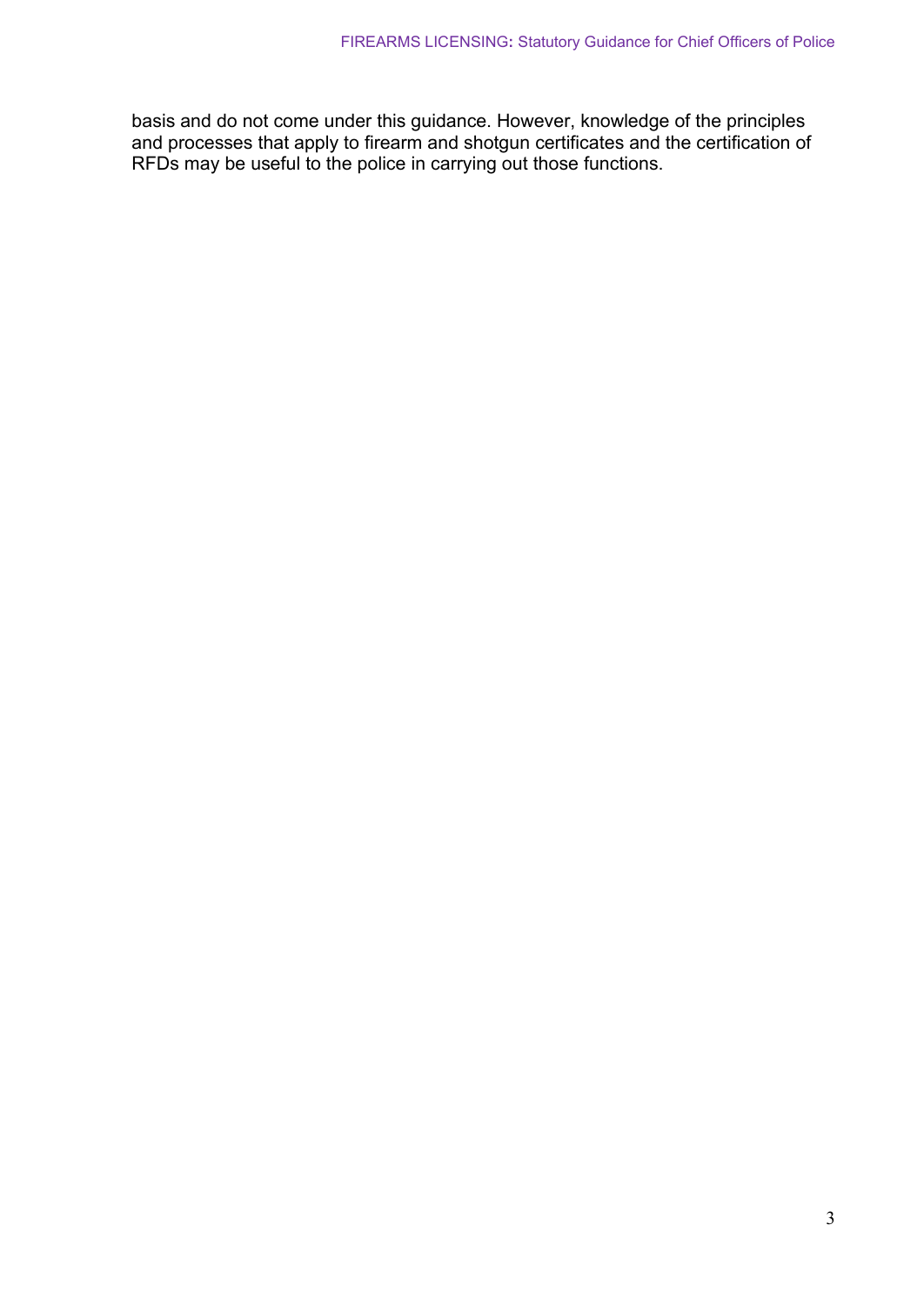basis and do not come under this guidance. However, knowledge of the principles and processes that apply to firearm and shotgun certificates and the certification of RFDs may be useful to the police in carrying out those functions.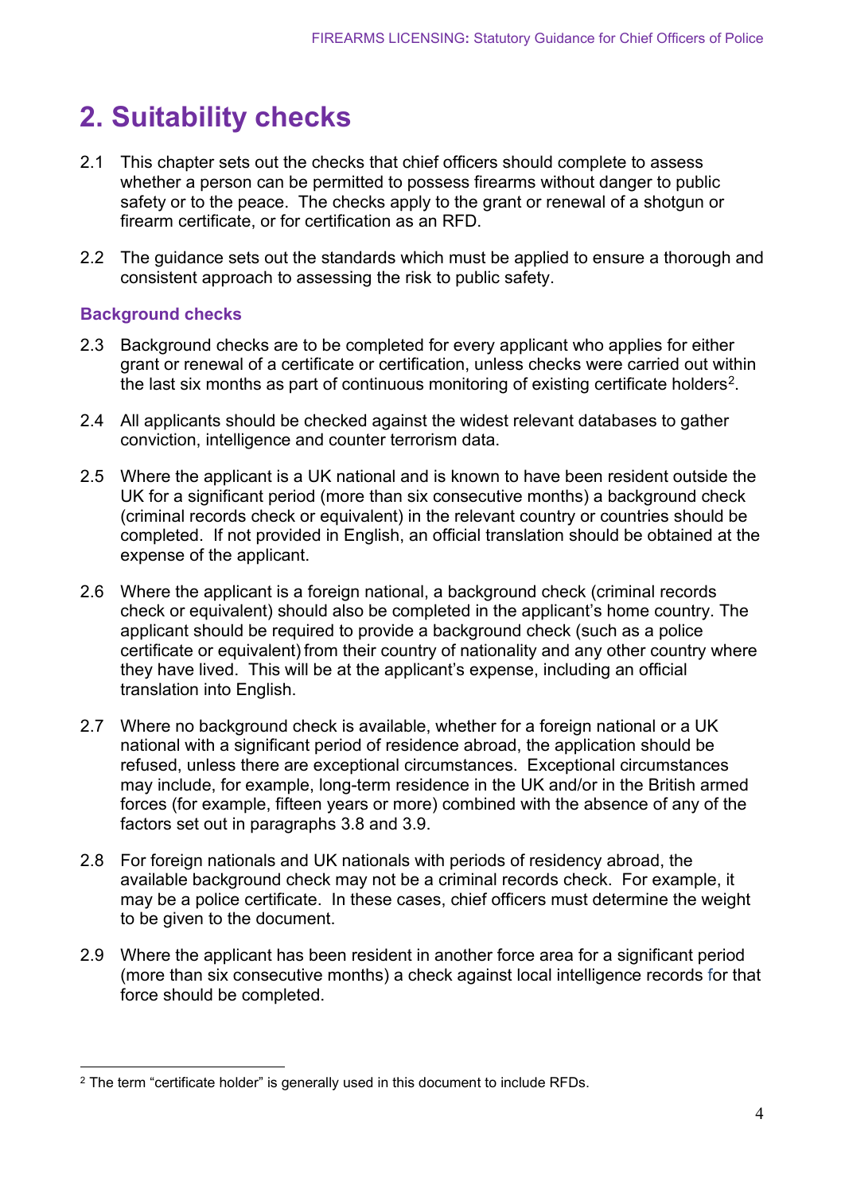# 2. Suitability checks

2.1 This chapter sets out the checks that chief officers should complete to assess whether a person can be permitted to possess firearms without danger to public safety or to the peace. The checks apply to the grant or renewal of a shotgun or firearm certificate, or for certification as an RFD.

2.2 The guidance sets out the standards which must be applied to ensure a thorough and consistent approach to assessing the risk to public safety.

## Background checks

2.3 Background checks are to be completed for every applicant who applies for either grant or renewal of a certificate or certification, unless checks were carried out within the last six months as part of continuous monitoring of existing certificate holders[2].

2.4 All applicants should be checked against the widest relevant databases to gather conviction, intelligence and counter terrorism data.

2.5 Where the applicant is a UK national and is known to have been resident outside the UK for a significant period (more than six consecutive months) a background check (criminal records check or equivalent) in the relevant country or countries should be completed. If not provided in English, an official translation should be obtained at the expense of the applicant.

2.6 Where the applicant is a foreign national, a background check (criminal records check or equivalent) should also be completed in the applicant's home country. The applicant should be required to provide a background check (such as a police certificate or equivalent) from their country of nationality and any other country where they have lived. This will be at the applicant's expense, including an official translation into English.

2.7 Where no background check is available, whether for a foreign national or a UK national with a significant period of residence abroad, the application should be refused, unless there are exceptional circumstances. Exceptional circumstances may include, for example, long-term residence in the UK and/or in the British armed forces (for example, fifteen years or more) combined with the absence of any of the factors set out in paragraphs 3.8 and 3.9.

2.8 For foreign nationals and UK nationals with periods of residency abroad, the available background check may not be a criminal records check. For example, it may be a police certificate. In these cases, chief officers must determine the weight to be given to the document.

2.9 Where the applicant has been resident in another force area for a significant period (more than six consecutive months) a check against local intelligence records for that force should be completed.

[2] The term "certificate holder" is generally used in this document to include RFDs.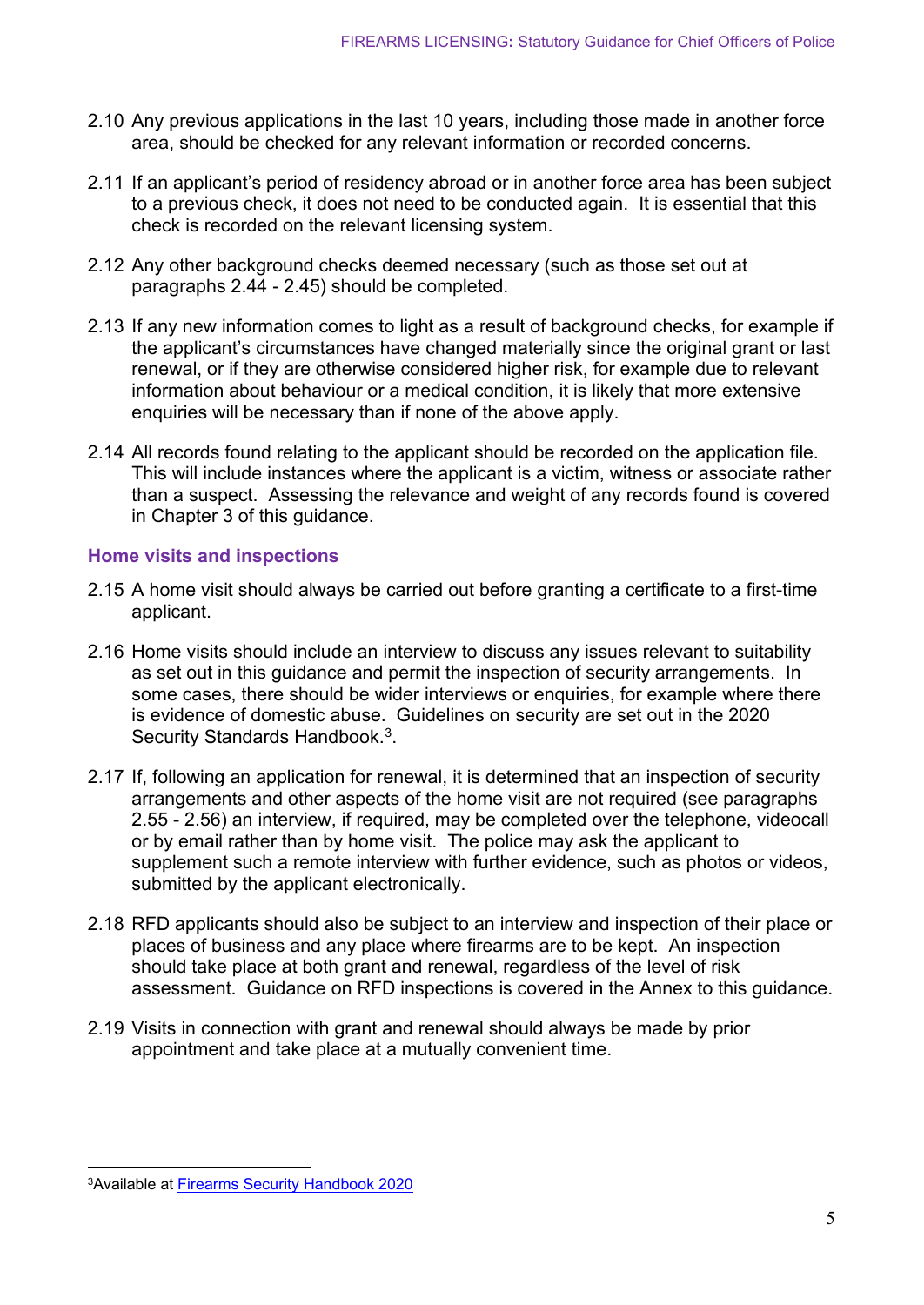2.10 Any previous applications in the last 10 years, including those made in another force area, should be checked for any relevant information or recorded concerns.

2.11 If an applicant's period of residency abroad or in another force area has been subject to a previous check, it does not need to be conducted again. It is essential that this check is recorded on the relevant licensing system.

2.12 Any other background checks deemed necessary (such as those set out at paragraphs 2.44 - 2.45) should be completed.

2.13 If any new information comes to light as a result of background checks, for example if the applicant's circumstances have changed materially since the original grant or last renewal, or if they are otherwise considered higher risk, for example due to relevant information about behaviour or a medical condition, it is likely that more extensive enquiries will be necessary than if none of the above apply.

2.14 All records found relating to the applicant should be recorded on the application file. This will include instances where the applicant is a victim, witness or associate rather than a suspect. Assessing the relevance and weight of any records found is covered in Chapter 3 of this guidance.

### Home visits and inspections

2.15 A home visit should always be carried out before granting a certificate to a first-time applicant.

2.16 Home visits should include an interview to discuss any issues relevant to suitability as set out in this guidance and permit the inspection of security arrangements. In some cases, there should be wider interviews or enquiries, for example where there is evidence of domestic abuse. Guidelines on security are set out in the 2020 Security Standards Handbook.[3].

2.17 If, following an application for renewal, it is determined that an inspection of security arrangements and other aspects of the home visit are not required (see paragraphs 2.55 - 2.56) an interview, if required, may be completed over the telephone, videocall or by email rather than by home visit. The police may ask the applicant to supplement such a remote interview with further evidence, such as photos or videos, submitted by the applicant electronically.

2.18 RFD applicants should also be subject to an interview and inspection of their place or places of business and any place where firearms are to be kept. An inspection should take place at both grant and renewal, regardless of the level of risk assessment. Guidance on RFD inspections is covered in the Annex to this guidance.

2.19 Visits in connection with grant and renewal should always be made by prior appointment and take place at a mutually convenient time.

---

[3]Available at [Firearms Security Handbook 2020]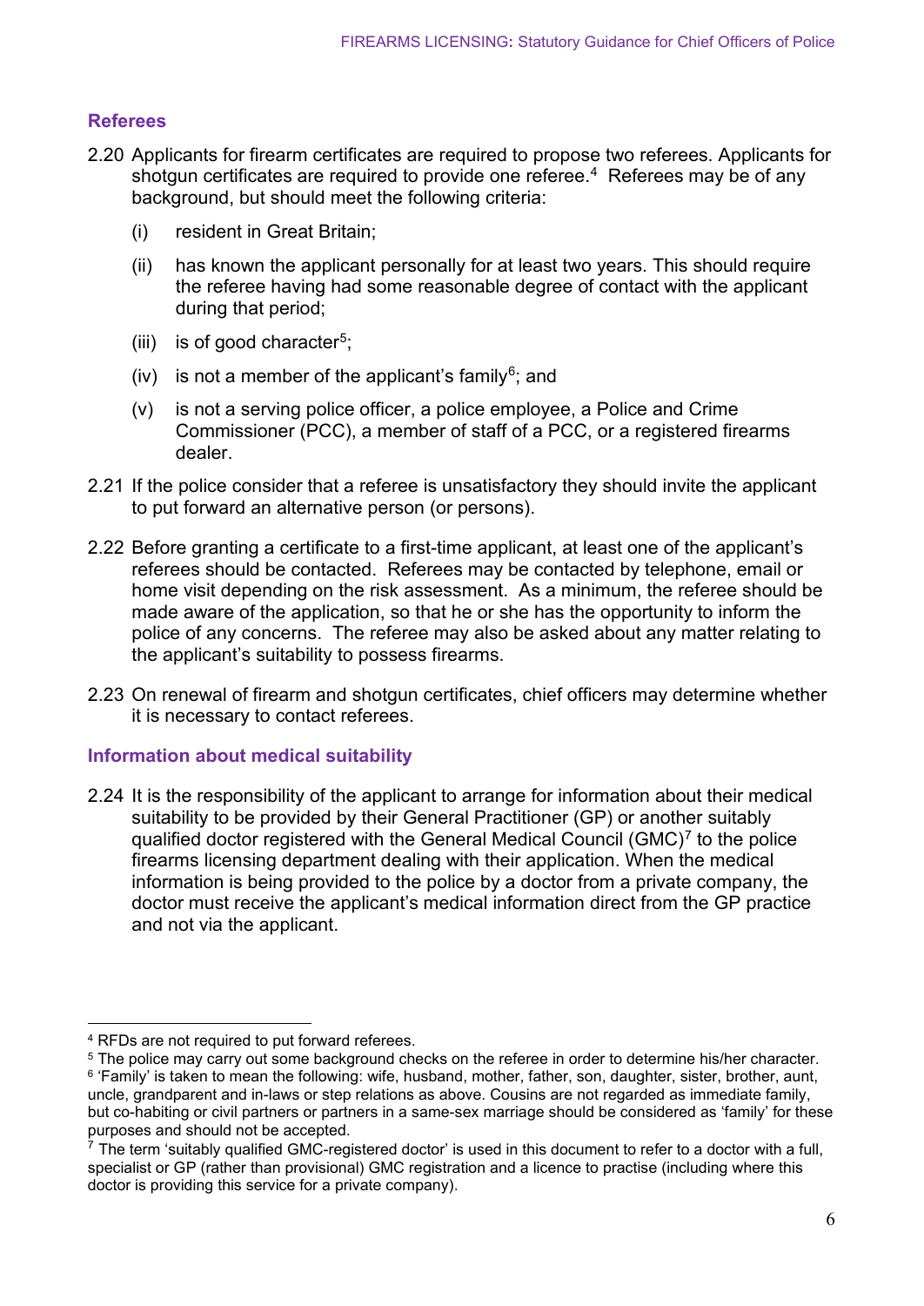### Referees

2.20 Applicants for firearm certificates are required to propose two referees. Applicants for shotgun certificates are required to provide one referee.[4] Referees may be of any background, but should meet the following criteria:

- (i) resident in Great Britain;
- (ii) has known the applicant personally for at least two years. This should require the referee having had some reasonable degree of contact with the applicant during that period;
- (iii) is of good character[5];
- (iv) is not a member of the applicant's family[6]; and
- (v) is not a serving police officer, a police employee, a Police and Crime Commissioner (PCC), a member of staff of a PCC, or a registered firearms dealer.

2.21 If the police consider that a referee is unsatisfactory they should invite the applicant to put forward an alternative person (or persons).

2.22 Before granting a certificate to a first-time applicant, at least one of the applicant's referees should be contacted. Referees may be contacted by telephone, email or home visit depending on the risk assessment. As a minimum, the referee should be made aware of the application, so that he or she has the opportunity to inform the police of any concerns. The referee may also be asked about any matter relating to the applicant's suitability to possess firearms.

2.23 On renewal of firearm and shotgun certificates, chief officers may determine whether it is necessary to contact referees.

### Information about medical suitability

2.24 It is the responsibility of the applicant to arrange for information about their medical suitability to be provided by their General Practitioner (GP) or another suitably qualified doctor registered with the General Medical Council (GMC)[7] to the police firearms licensing department dealing with their application. When the medical information is being provided to the police by a doctor from a private company, the doctor must receive the applicant's medical information direct from the GP practice and not via the applicant.

---

[4] RFDs are not required to put forward referees.

[5] The police may carry out some background checks on the referee in order to determine his/her character.

[6] 'Family' is taken to mean the following: wife, husband, mother, father, son, daughter, sister, brother, aunt, uncle, grandparent and in-laws or step relations as above. Cousins are not regarded as immediate family, but co-habiting or civil partners or partners in a same-sex marriage should be considered as 'family' for these purposes and should not be accepted.

[7] The term 'suitably qualified GMC-registered doctor' is used in this document to refer to a doctor with a full, specialist or GP (rather than provisional) GMC registration and a licence to practise (including where this doctor is providing this service for a private company).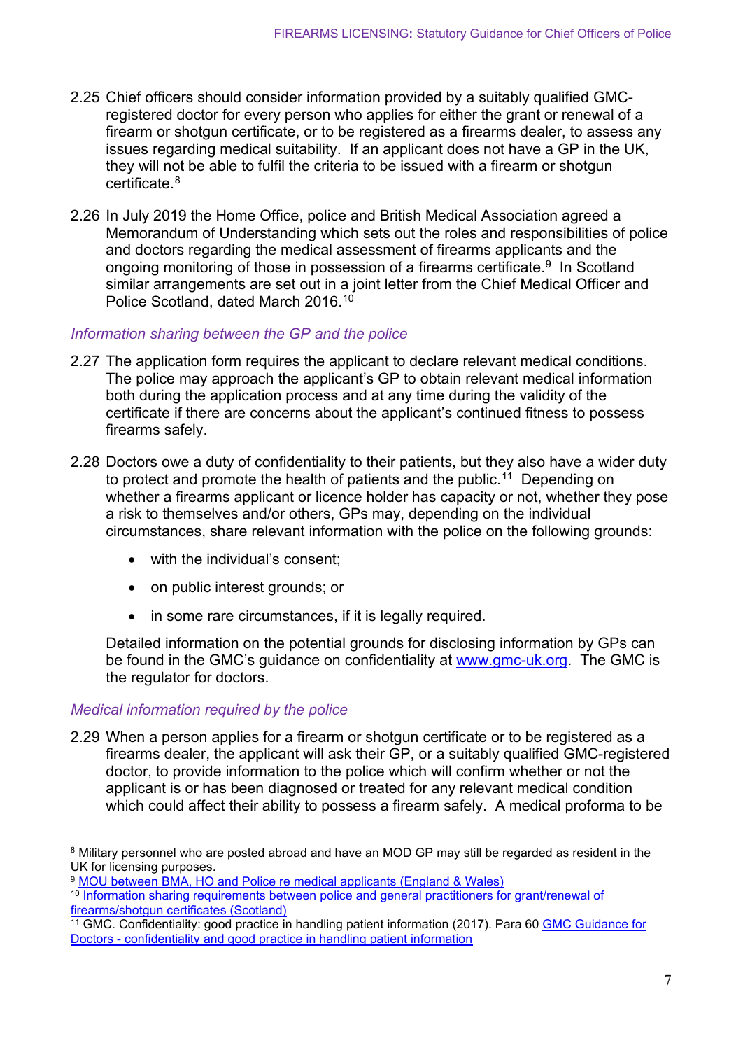2.25 Chief officers should consider information provided by a suitably qualified GMC-registered doctor for every person who applies for either the grant or renewal of a firearm or shotgun certificate, or to be registered as a firearms dealer, to assess any issues regarding medical suitability. If an applicant does not have a GP in the UK, they will not be able to fulfil the criteria to be issued with a firearm or shotgun certificate.[8]

2.26 In July 2019 the Home Office, police and British Medical Association agreed a Memorandum of Understanding which sets out the roles and responsibilities of police and doctors regarding the medical assessment of firearms applicants and the ongoing monitoring of those in possession of a firearms certificate.[9] In Scotland similar arrangements are set out in a joint letter from the Chief Medical Officer and Police Scotland, dated March 2016.[10]

### *Information sharing between the GP and the police*

2.27 The application form requires the applicant to declare relevant medical conditions. The police may approach the applicant's GP to obtain relevant medical information both during the application process and at any time during the validity of the certificate if there are concerns about the applicant's continued fitness to possess firearms safely.

2.28 Doctors owe a duty of confidentiality to their patients, but they also have a wider duty to protect and promote the health of patients and the public.[11] Depending on whether a firearms applicant or licence holder has capacity or not, whether they pose a risk to themselves and/or others, GPs may, depending on the individual circumstances, share relevant information with the police on the following grounds:

- with the individual's consent;
- on public interest grounds; or
- in some rare circumstances, if it is legally required.

Detailed information on the potential grounds for disclosing information by GPs can be found in the GMC's guidance on confidentiality at [www.gmc-uk.org](www.gmc-uk.org). The GMC is the regulator for doctors.

### *Medical information required by the police*

2.29 When a person applies for a firearm or shotgun certificate or to be registered as a firearms dealer, the applicant will ask their GP, or a suitably qualified GMC-registered doctor, to provide information to the police which will confirm whether or not the applicant is or has been diagnosed or treated for any relevant medical condition which could affect their ability to possess a firearm safely. A medical proforma to be

---

[8] Military personnel who are posted abroad and have an MOD GP may still be regarded as resident in the UK for licensing purposes.

[9] MOU between BMA, HO and Police re medical applicants (England & Wales)

[10] Information sharing requirements between police and general practitioners for grant/renewal of firearms/shotgun certificates (Scotland)

[11] GMC. Confidentiality: good practice in handling patient information (2017). Para 60 GMC Guidance for Doctors - confidentiality and good practice in handling patient information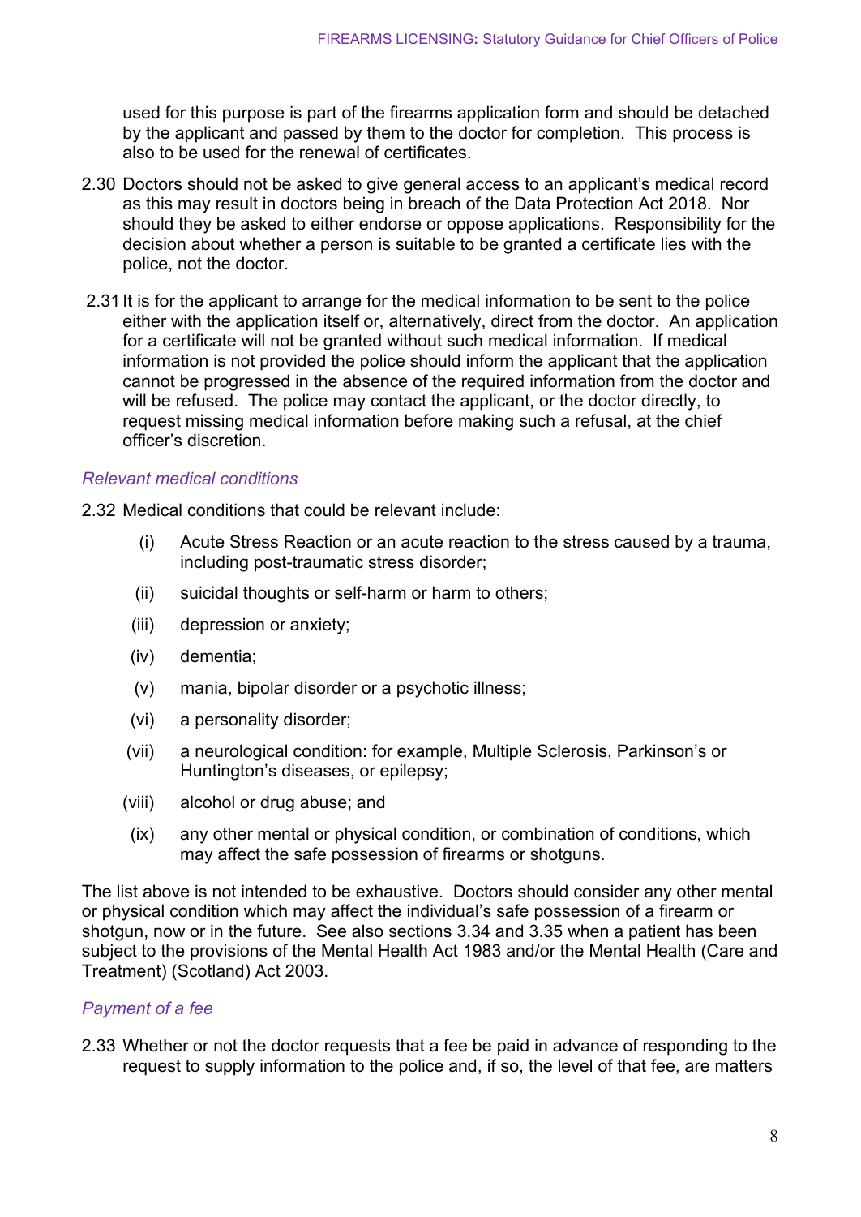used for this purpose is part of the firearms application form and should be detached by the applicant and passed by them to the doctor for completion. This process is also to be used for the renewal of certificates.

2.30 Doctors should not be asked to give general access to an applicant's medical record as this may result in doctors being in breach of the Data Protection Act 2018. Nor should they be asked to either endorse or oppose applications. Responsibility for the decision about whether a person is suitable to be granted a certificate lies with the police, not the doctor.

2.31 It is for the applicant to arrange for the medical information to be sent to the police either with the application itself or, alternatively, direct from the doctor. An application for a certificate will not be granted without such medical information. If medical information is not provided the police should inform the applicant that the application cannot be progressed in the absence of the required information from the doctor and will be refused. The police may contact the applicant, or the doctor directly, to request missing medical information before making such a refusal, at the chief officer's discretion.

*Relevant medical conditions*

2.32 Medical conditions that could be relevant include:

(i) Acute Stress Reaction or an acute reaction to the stress caused by a trauma, including post-traumatic stress disorder;

(ii) suicidal thoughts or self-harm or harm to others;

(iii) depression or anxiety;

(iv) dementia;

(v) mania, bipolar disorder or a psychotic illness;

(vi) a personality disorder;

(vii) a neurological condition: for example, Multiple Sclerosis, Parkinson's or Huntington's diseases, or epilepsy;

(viii) alcohol or drug abuse; and

(ix) any other mental or physical condition, or combination of conditions, which may affect the safe possession of firearms or shotguns.

The list above is not intended to be exhaustive. Doctors should consider any other mental or physical condition which may affect the individual's safe possession of a firearm or shotgun, now or in the future. See also sections 3.34 and 3.35 when a patient has been subject to the provisions of the Mental Health Act 1983 and/or the Mental Health (Care and Treatment) (Scotland) Act 2003.

*Payment of a fee*

2.33 Whether or not the doctor requests that a fee be paid in advance of responding to the request to supply information to the police and, if so, the level of that fee, are matters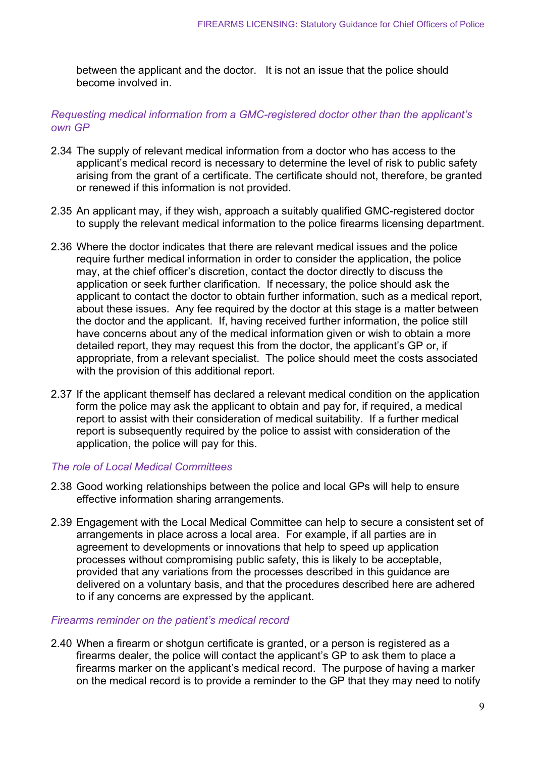between the applicant and the doctor. It is not an issue that the police should become involved in.

*Requesting medical information from a GMC-registered doctor other than the applicant's own GP*

2.34 The supply of relevant medical information from a doctor who has access to the applicant's medical record is necessary to determine the level of risk to public safety arising from the grant of a certificate. The certificate should not, therefore, be granted or renewed if this information is not provided.

2.35 An applicant may, if they wish, approach a suitably qualified GMC-registered doctor to supply the relevant medical information to the police firearms licensing department.

2.36 Where the doctor indicates that there are relevant medical issues and the police require further medical information in order to consider the application, the police may, at the chief officer's discretion, contact the doctor directly to discuss the application or seek further clarification. If necessary, the police should ask the applicant to contact the doctor to obtain further information, such as a medical report, about these issues. Any fee required by the doctor at this stage is a matter between the doctor and the applicant. If, having received further information, the police still have concerns about any of the medical information given or wish to obtain a more detailed report, they may request this from the doctor, the applicant's GP or, if appropriate, from a relevant specialist. The police should meet the costs associated with the provision of this additional report.

2.37 If the applicant themself has declared a relevant medical condition on the application form the police may ask the applicant to obtain and pay for, if required, a medical report to assist with their consideration of medical suitability. If a further medical report is subsequently required by the police to assist with consideration of the application, the police will pay for this.

*The role of Local Medical Committees*

2.38 Good working relationships between the police and local GPs will help to ensure effective information sharing arrangements.

2.39 Engagement with the Local Medical Committee can help to secure a consistent set of arrangements in place across a local area. For example, if all parties are in agreement to developments or innovations that help to speed up application processes without compromising public safety, this is likely to be acceptable, provided that any variations from the processes described in this guidance are delivered on a voluntary basis, and that the procedures described here are adhered to if any concerns are expressed by the applicant.

*Firearms reminder on the patient's medical record*

2.40 When a firearm or shotgun certificate is granted, or a person is registered as a firearms dealer, the police will contact the applicant's GP to ask them to place a firearms marker on the applicant's medical record. The purpose of having a marker on the medical record is to provide a reminder to the GP that they may need to notify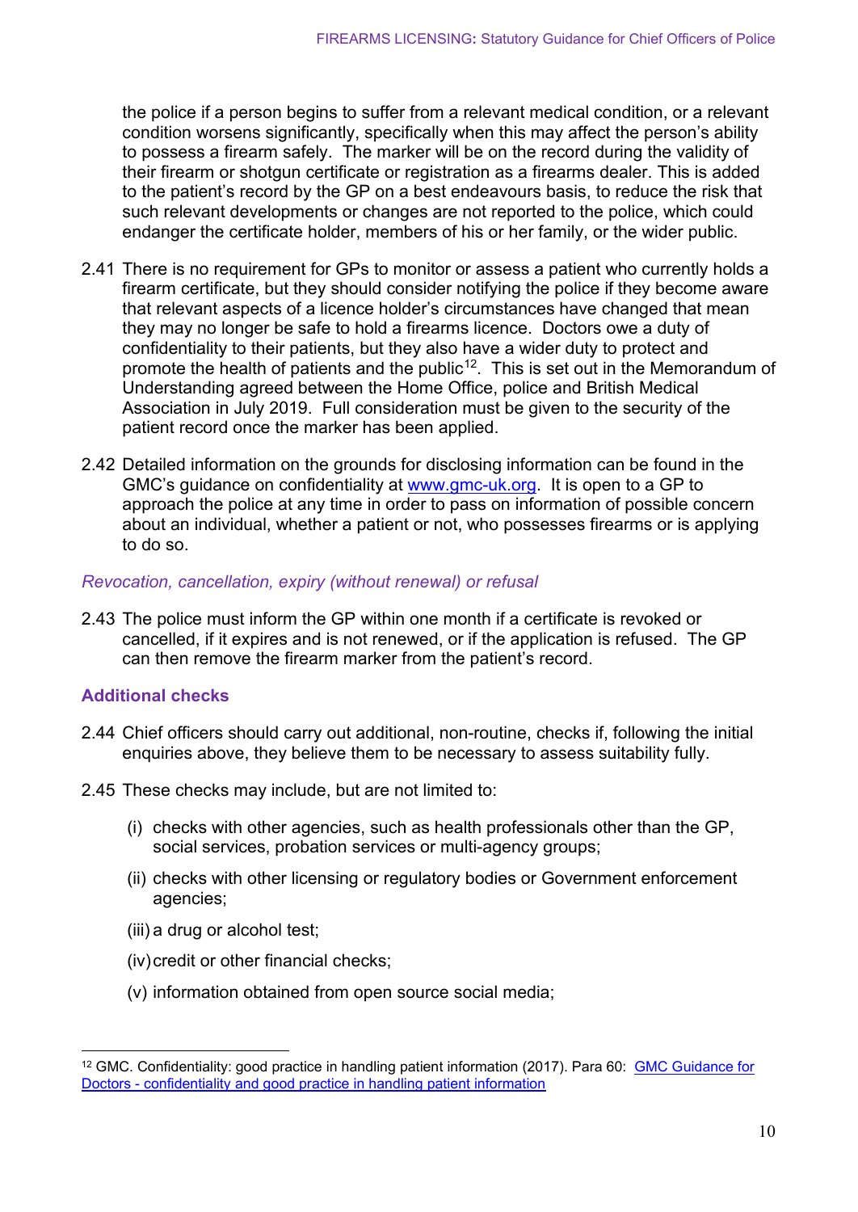the police if a person begins to suffer from a relevant medical condition, or a relevant condition worsens significantly, specifically when this may affect the person's ability to possess a firearm safely. The marker will be on the record during the validity of their firearm or shotgun certificate or registration as a firearms dealer. This is added to the patient's record by the GP on a best endeavours basis, to reduce the risk that such relevant developments or changes are not reported to the police, which could endanger the certificate holder, members of his or her family, or the wider public.

2.41 There is no requirement for GPs to monitor or assess a patient who currently holds a firearm certificate, but they should consider notifying the police if they become aware that relevant aspects of a licence holder's circumstances have changed that mean they may no longer be safe to hold a firearms licence. Doctors owe a duty of confidentiality to their patients, but they also have a wider duty to protect and promote the health of patients and the public[12]. This is set out in the Memorandum of Understanding agreed between the Home Office, police and British Medical Association in July 2019. Full consideration must be given to the security of the patient record once the marker has been applied.

2.42 Detailed information on the grounds for disclosing information can be found in the GMC's guidance on confidentiality at www.gmc-uk.org. It is open to a GP to approach the police at any time in order to pass on information of possible concern about an individual, whether a patient or not, who possesses firearms or is applying to do so.

### *Revocation, cancellation, expiry (without renewal) or refusal*

2.43 The police must inform the GP within one month if a certificate is revoked or cancelled, if it expires and is not renewed, or if the application is refused. The GP can then remove the firearm marker from the patient's record.

## Additional checks

2.44 Chief officers should carry out additional, non-routine, checks if, following the initial enquiries above, they believe them to be necessary to assess suitability fully.

2.45 These checks may include, but are not limited to:

(i) checks with other agencies, such as health professionals other than the GP, social services, probation services or multi-agency groups;

(ii) checks with other licensing or regulatory bodies or Government enforcement agencies;

(iii) a drug or alcohol test;

(iv) credit or other financial checks;

(v) information obtained from open source social media;

---

[12] GMC. Confidentiality: good practice in handling patient information (2017). Para 60: GMC Guidance for Doctors - confidentiality and good practice in handling patient information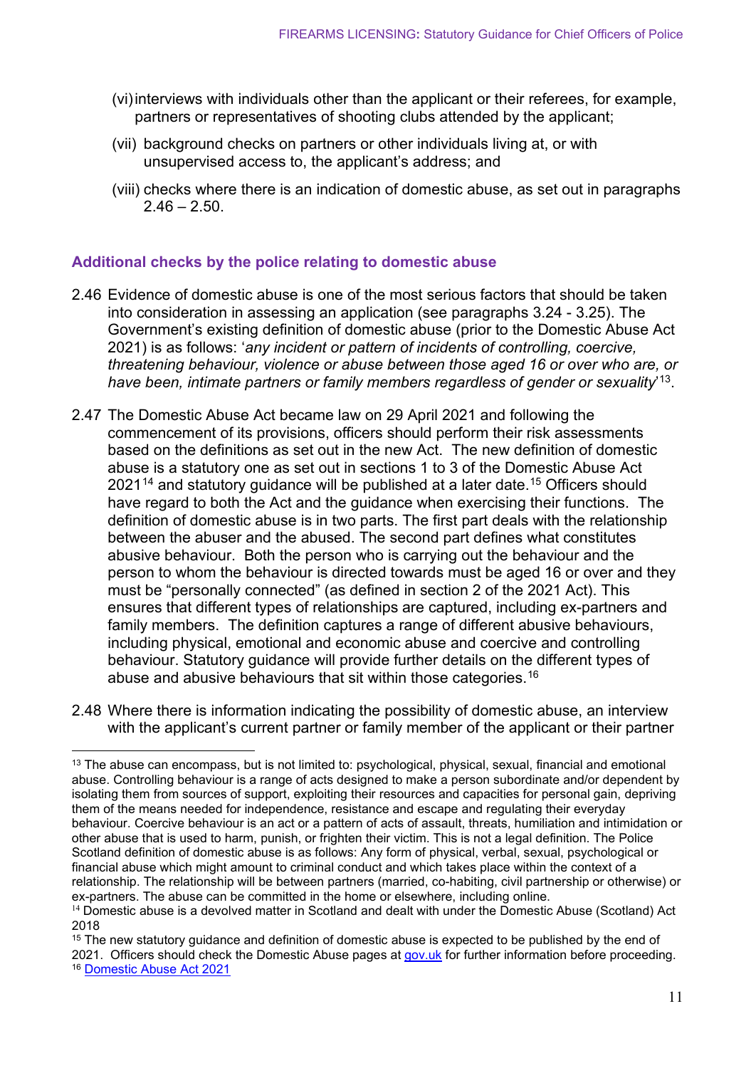(vi) interviews with individuals other than the applicant or their referees, for example, partners or representatives of shooting clubs attended by the applicant;

(vii) background checks on partners or other individuals living at, or with unsupervised access to, the applicant's address; and

(viii) checks where there is an indication of domestic abuse, as set out in paragraphs 2.46 – 2.50.

### Additional checks by the police relating to domestic abuse

2.46 Evidence of domestic abuse is one of the most serious factors that should be taken into consideration in assessing an application (see paragraphs 3.24 - 3.25). The Government's existing definition of domestic abuse (prior to the Domestic Abuse Act 2021) is as follows: '*any incident or pattern of incidents of controlling, coercive, threatening behaviour, violence or abuse between those aged 16 or over who are, or have been, intimate partners or family members regardless of gender or sexuality*'[13].

2.47 The Domestic Abuse Act became law on 29 April 2021 and following the commencement of its provisions, officers should perform their risk assessments based on the definitions as set out in the new Act. The new definition of domestic abuse is a statutory one as set out in sections 1 to 3 of the Domestic Abuse Act 2021[14] and statutory guidance will be published at a later date.[15] Officers should have regard to both the Act and the guidance when exercising their functions. The definition of domestic abuse is in two parts. The first part deals with the relationship between the abuser and the abused. The second part defines what constitutes abusive behaviour. Both the person who is carrying out the behaviour and the person to whom the behaviour is directed towards must be aged 16 or over and they must be "personally connected" (as defined in section 2 of the 2021 Act). This ensures that different types of relationships are captured, including ex-partners and family members. The definition captures a range of different abusive behaviours, including physical, emotional and economic abuse and coercive and controlling behaviour. Statutory guidance will provide further details on the different types of abuse and abusive behaviours that sit within those categories.[16]

2.48 Where there is information indicating the possibility of domestic abuse, an interview with the applicant's current partner or family member of the applicant or their partner

---

[13] The abuse can encompass, but is not limited to: psychological, physical, sexual, financial and emotional abuse. Controlling behaviour is a range of acts designed to make a person subordinate and/or dependent by isolating them from sources of support, exploiting their resources and capacities for personal gain, depriving them of the means needed for independence, resistance and escape and regulating their everyday behaviour. Coercive behaviour is an act or a pattern of acts of assault, threats, humiliation and intimidation or other abuse that is used to harm, punish, or frighten their victim. This is not a legal definition. The Police Scotland definition of domestic abuse is as follows: Any form of physical, verbal, sexual, psychological or financial abuse which might amount to criminal conduct and which takes place within the context of a relationship. The relationship will be between partners (married, co-habiting, civil partnership or otherwise) or ex-partners. The abuse can be committed in the home or elsewhere, including online.

[14] Domestic abuse is a devolved matter in Scotland and dealt with under the Domestic Abuse (Scotland) Act 2018

[15] The new statutory guidance and definition of domestic abuse is expected to be published by the end of 2021. Officers should check the Domestic Abuse pages at gov.uk for further information before proceeding.

[16] Domestic Abuse Act 2021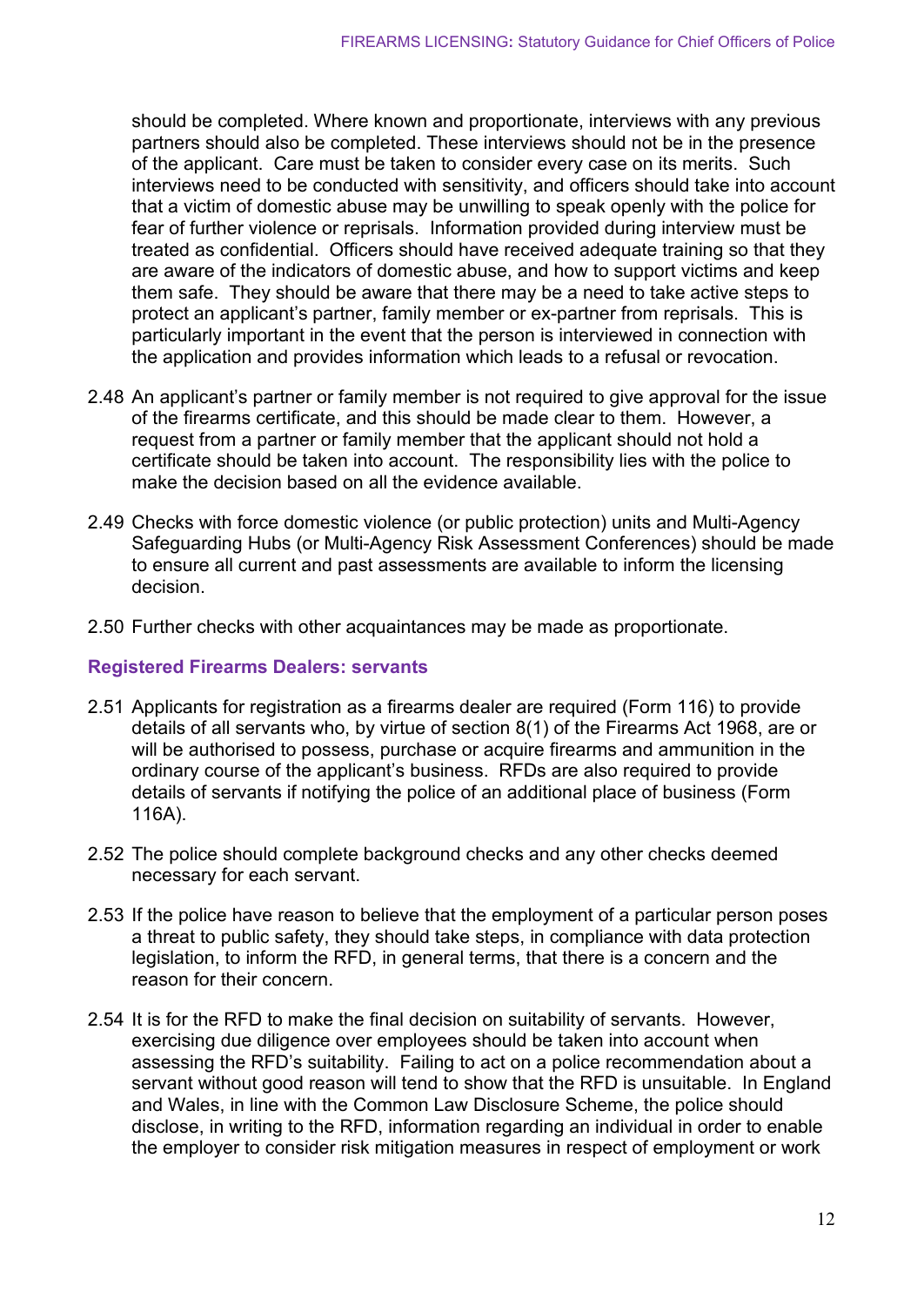should be completed. Where known and proportionate, interviews with any previous partners should also be completed. These interviews should not be in the presence of the applicant. Care must be taken to consider every case on its merits. Such interviews need to be conducted with sensitivity, and officers should take into account that a victim of domestic abuse may be unwilling to speak openly with the police for fear of further violence or reprisals. Information provided during interview must be treated as confidential. Officers should have received adequate training so that they are aware of the indicators of domestic abuse, and how to support victims and keep them safe. They should be aware that there may be a need to take active steps to protect an applicant's partner, family member or ex-partner from reprisals. This is particularly important in the event that the person is interviewed in connection with the application and provides information which leads to a refusal or revocation.

2.48 An applicant's partner or family member is not required to give approval for the issue of the firearms certificate, and this should be made clear to them. However, a request from a partner or family member that the applicant should not hold a certificate should be taken into account. The responsibility lies with the police to make the decision based on all the evidence available.

2.49 Checks with force domestic violence (or public protection) units and Multi-Agency Safeguarding Hubs (or Multi-Agency Risk Assessment Conferences) should be made to ensure all current and past assessments are available to inform the licensing decision.

2.50 Further checks with other acquaintances may be made as proportionate.

### Registered Firearms Dealers: servants

2.51 Applicants for registration as a firearms dealer are required (Form 116) to provide details of all servants who, by virtue of section 8(1) of the Firearms Act 1968, are or will be authorised to possess, purchase or acquire firearms and ammunition in the ordinary course of the applicant's business. RFDs are also required to provide details of servants if notifying the police of an additional place of business (Form 116A).

2.52 The police should complete background checks and any other checks deemed necessary for each servant.

2.53 If the police have reason to believe that the employment of a particular person poses a threat to public safety, they should take steps, in compliance with data protection legislation, to inform the RFD, in general terms, that there is a concern and the reason for their concern.

2.54 It is for the RFD to make the final decision on suitability of servants. However, exercising due diligence over employees should be taken into account when assessing the RFD's suitability. Failing to act on a police recommendation about a servant without good reason will tend to show that the RFD is unsuitable. In England and Wales, in line with the Common Law Disclosure Scheme, the police should disclose, in writing to the RFD, information regarding an individual in order to enable the employer to consider risk mitigation measures in respect of employment or work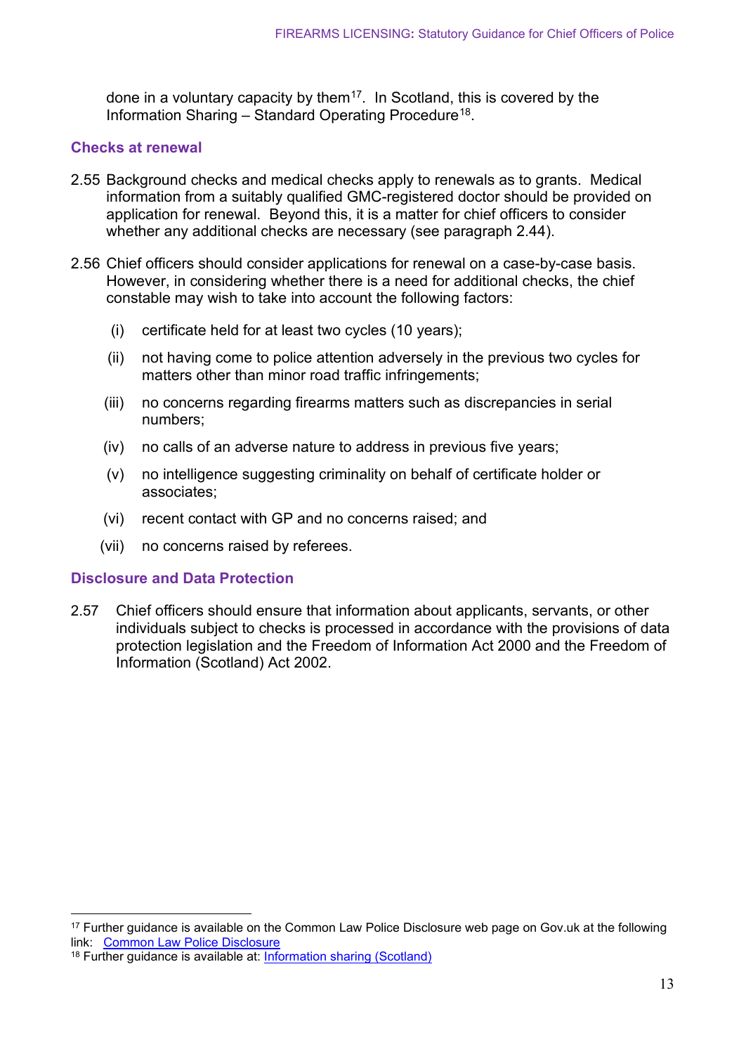done in a voluntary capacity by them[17]. In Scotland, this is covered by the Information Sharing – Standard Operating Procedure[18].

### Checks at renewal

2.55 Background checks and medical checks apply to renewals as to grants. Medical information from a suitably qualified GMC-registered doctor should be provided on application for renewal. Beyond this, it is a matter for chief officers to consider whether any additional checks are necessary (see paragraph 2.44).

2.56 Chief officers should consider applications for renewal on a case-by-case basis. However, in considering whether there is a need for additional checks, the chief constable may wish to take into account the following factors:

- (i) certificate held for at least two cycles (10 years);
- (ii) not having come to police attention adversely in the previous two cycles for matters other than minor road traffic infringements;
- (iii) no concerns regarding firearms matters such as discrepancies in serial numbers;
- (iv) no calls of an adverse nature to address in previous five years;
- (v) no intelligence suggesting criminality on behalf of certificate holder or associates;
- (vi) recent contact with GP and no concerns raised; and
- (vii) no concerns raised by referees.

### Disclosure and Data Protection

2.57 Chief officers should ensure that information about applicants, servants, or other individuals subject to checks is processed in accordance with the provisions of data protection legislation and the Freedom of Information Act 2000 and the Freedom of Information (Scotland) Act 2002.

---

[17] Further guidance is available on the Common Law Police Disclosure web page on Gov.uk at the following link: [Common Law Police Disclosure]

[18] Further guidance is available at: [Information sharing (Scotland)]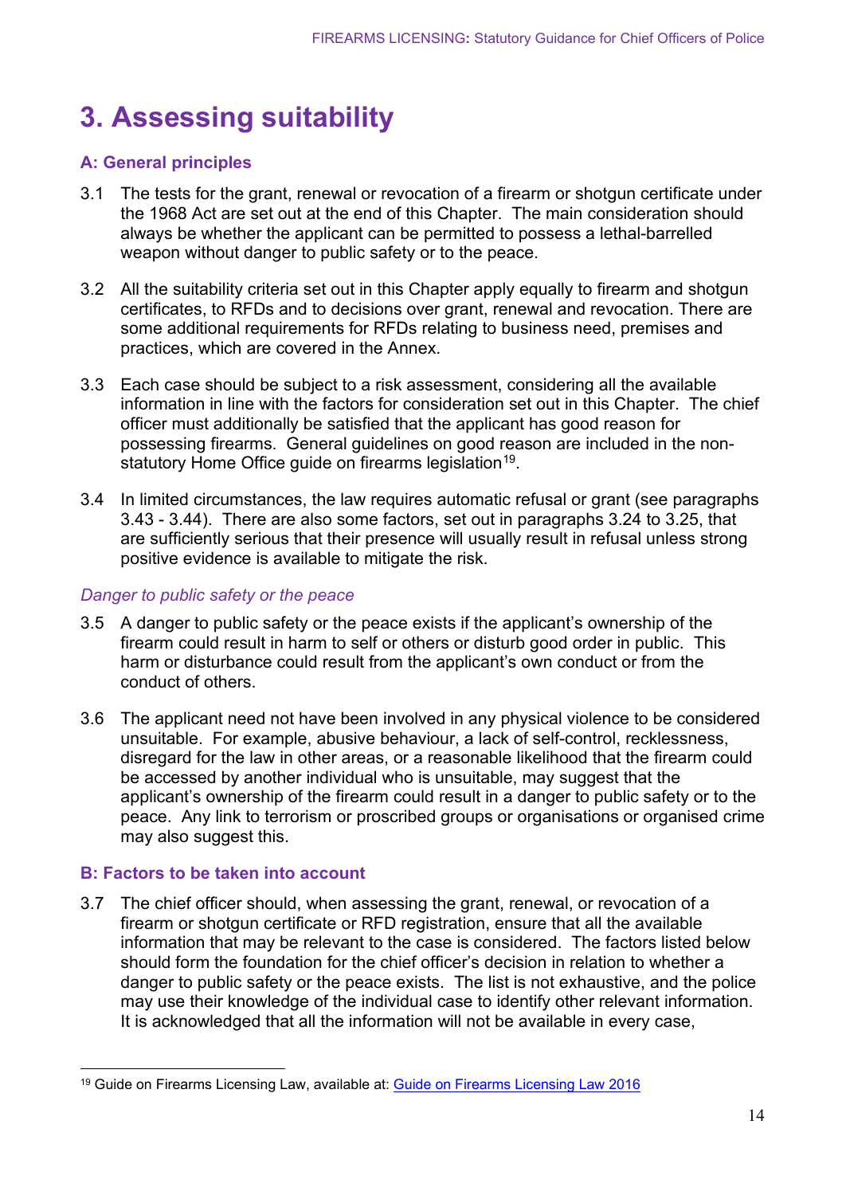# 3. Assessing suitability

## A: General principles

3.1 The tests for the grant, renewal or revocation of a firearm or shotgun certificate under the 1968 Act are set out at the end of this Chapter. The main consideration should always be whether the applicant can be permitted to possess a lethal-barrelled weapon without danger to public safety or to the peace.

3.2 All the suitability criteria set out in this Chapter apply equally to firearm and shotgun certificates, to RFDs and to decisions over grant, renewal and revocation. There are some additional requirements for RFDs relating to business need, premises and practices, which are covered in the Annex.

3.3 Each case should be subject to a risk assessment, considering all the available information in line with the factors for consideration set out in this Chapter. The chief officer must additionally be satisfied that the applicant has good reason for possessing firearms. General guidelines on good reason are included in the non-statutory Home Office guide on firearms legislation[19].

3.4 In limited circumstances, the law requires automatic refusal or grant (see paragraphs 3.43 - 3.44). There are also some factors, set out in paragraphs 3.24 to 3.25, that are sufficiently serious that their presence will usually result in refusal unless strong positive evidence is available to mitigate the risk.

### *Danger to public safety or the peace*

3.5 A danger to public safety or the peace exists if the applicant's ownership of the firearm could result in harm to self or others or disturb good order in public. This harm or disturbance could result from the applicant's own conduct or from the conduct of others.

3.6 The applicant need not have been involved in any physical violence to be considered unsuitable. For example, abusive behaviour, a lack of self-control, recklessness, disregard for the law in other areas, or a reasonable likelihood that the firearm could be accessed by another individual who is unsuitable, may suggest that the applicant's ownership of the firearm could result in a danger to public safety or to the peace. Any link to terrorism or proscribed groups or organisations or organised crime may also suggest this.

## B: Factors to be taken into account

3.7 The chief officer should, when assessing the grant, renewal, or revocation of a firearm or shotgun certificate or RFD registration, ensure that all the available information that may be relevant to the case is considered. The factors listed below should form the foundation for the chief officer's decision in relation to whether a danger to public safety or the peace exists. The list is not exhaustive, and the police may use their knowledge of the individual case to identify other relevant information. It is acknowledged that all the information will not be available in every case,

---

[19] Guide on Firearms Licensing Law, available at: Guide on Firearms Licensing Law 2016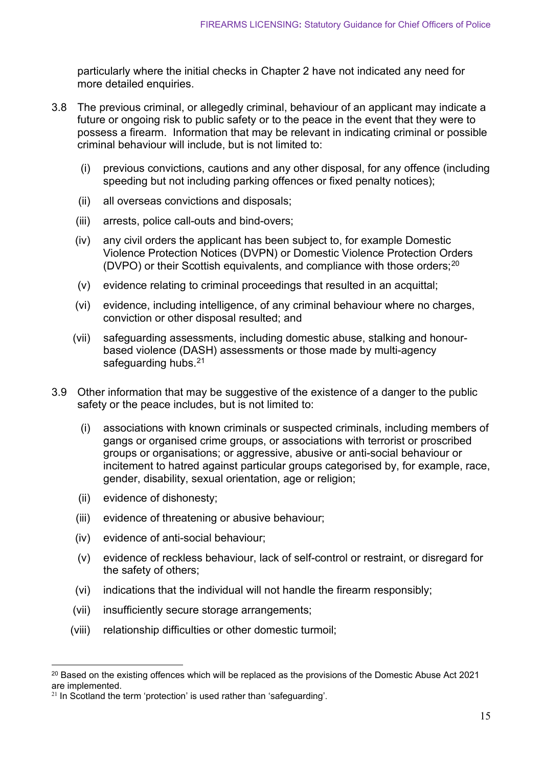particularly where the initial checks in Chapter 2 have not indicated any need for more detailed enquiries.

3.8 The previous criminal, or allegedly criminal, behaviour of an applicant may indicate a future or ongoing risk to public safety or to the peace in the event that they were to possess a firearm. Information that may be relevant in indicating criminal or possible criminal behaviour will include, but is not limited to:

  (i) previous convictions, cautions and any other disposal, for any offence (including speeding but not including parking offences or fixed penalty notices);

  (ii) all overseas convictions and disposals;

  (iii) arrests, police call-outs and bind-overs;

  (iv) any civil orders the applicant has been subject to, for example Domestic Violence Protection Notices (DVPN) or Domestic Violence Protection Orders (DVPO) or their Scottish equivalents, and compliance with those orders;[20]

  (v) evidence relating to criminal proceedings that resulted in an acquittal;

  (vi) evidence, including intelligence, of any criminal behaviour where no charges, conviction or other disposal resulted; and

  (vii) safeguarding assessments, including domestic abuse, stalking and honour-based violence (DASH) assessments or those made by multi-agency safeguarding hubs.[21]

3.9 Other information that may be suggestive of the existence of a danger to the public safety or the peace includes, but is not limited to:

  (i) associations with known criminals or suspected criminals, including members of gangs or organised crime groups, or associations with terrorist or proscribed groups or organisations; or aggressive, abusive or anti-social behaviour or incitement to hatred against particular groups categorised by, for example, race, gender, disability, sexual orientation, age or religion;

  (ii) evidence of dishonesty;

  (iii) evidence of threatening or abusive behaviour;

  (iv) evidence of anti-social behaviour;

  (v) evidence of reckless behaviour, lack of self-control or restraint, or disregard for the safety of others;

  (vi) indications that the individual will not handle the firearm responsibly;

  (vii) insufficiently secure storage arrangements;

  (viii) relationship difficulties or other domestic turmoil;

---

[20] Based on the existing offences which will be replaced as the provisions of the Domestic Abuse Act 2021 are implemented.

[21] In Scotland the term 'protection' is used rather than 'safeguarding'.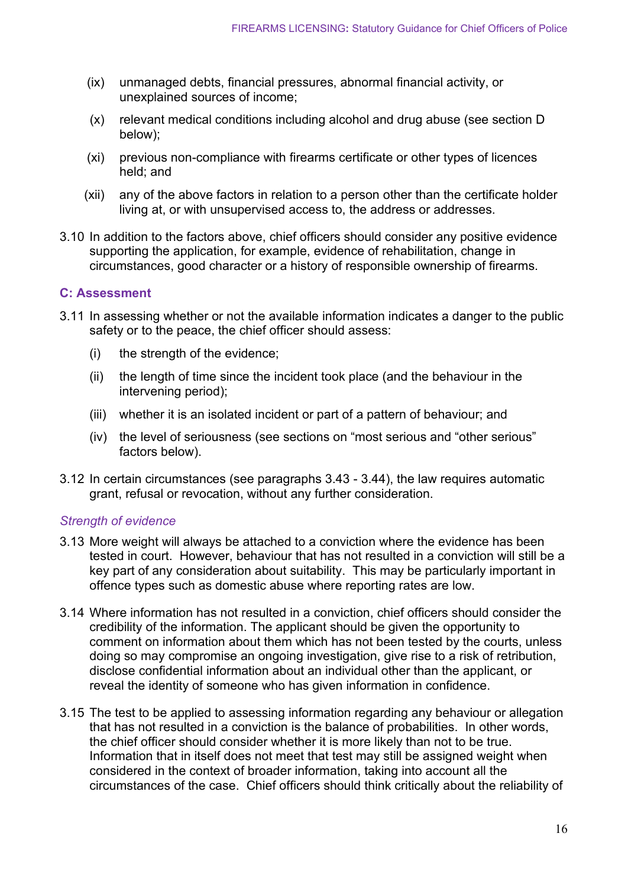(ix) unmanaged debts, financial pressures, abnormal financial activity, or unexplained sources of income;

(x) relevant medical conditions including alcohol and drug abuse (see section D below);

(xi) previous non-compliance with firearms certificate or other types of licences held; and

(xii) any of the above factors in relation to a person other than the certificate holder living at, or with unsupervised access to, the address or addresses.

3.10 In addition to the factors above, chief officers should consider any positive evidence supporting the application, for example, evidence of rehabilitation, change in circumstances, good character or a history of responsible ownership of firearms.

### C: Assessment

3.11 In assessing whether or not the available information indicates a danger to the public safety or to the peace, the chief officer should assess:

(i) the strength of the evidence;

(ii) the length of time since the incident took place (and the behaviour in the intervening period);

(iii) whether it is an isolated incident or part of a pattern of behaviour; and

(iv) the level of seriousness (see sections on "most serious and "other serious" factors below).

3.12 In certain circumstances (see paragraphs 3.43 - 3.44), the law requires automatic grant, refusal or revocation, without any further consideration.

*Strength of evidence*

3.13 More weight will always be attached to a conviction where the evidence has been tested in court. However, behaviour that has not resulted in a conviction will still be a key part of any consideration about suitability. This may be particularly important in offence types such as domestic abuse where reporting rates are low.

3.14 Where information has not resulted in a conviction, chief officers should consider the credibility of the information. The applicant should be given the opportunity to comment on information about them which has not been tested by the courts, unless doing so may compromise an ongoing investigation, give rise to a risk of retribution, disclose confidential information about an individual other than the applicant, or reveal the identity of someone who has given information in confidence.

3.15 The test to be applied to assessing information regarding any behaviour or allegation that has not resulted in a conviction is the balance of probabilities. In other words, the chief officer should consider whether it is more likely than not to be true. Information that in itself does not meet that test may still be assigned weight when considered in the context of broader information, taking into account all the circumstances of the case. Chief officers should think critically about the reliability of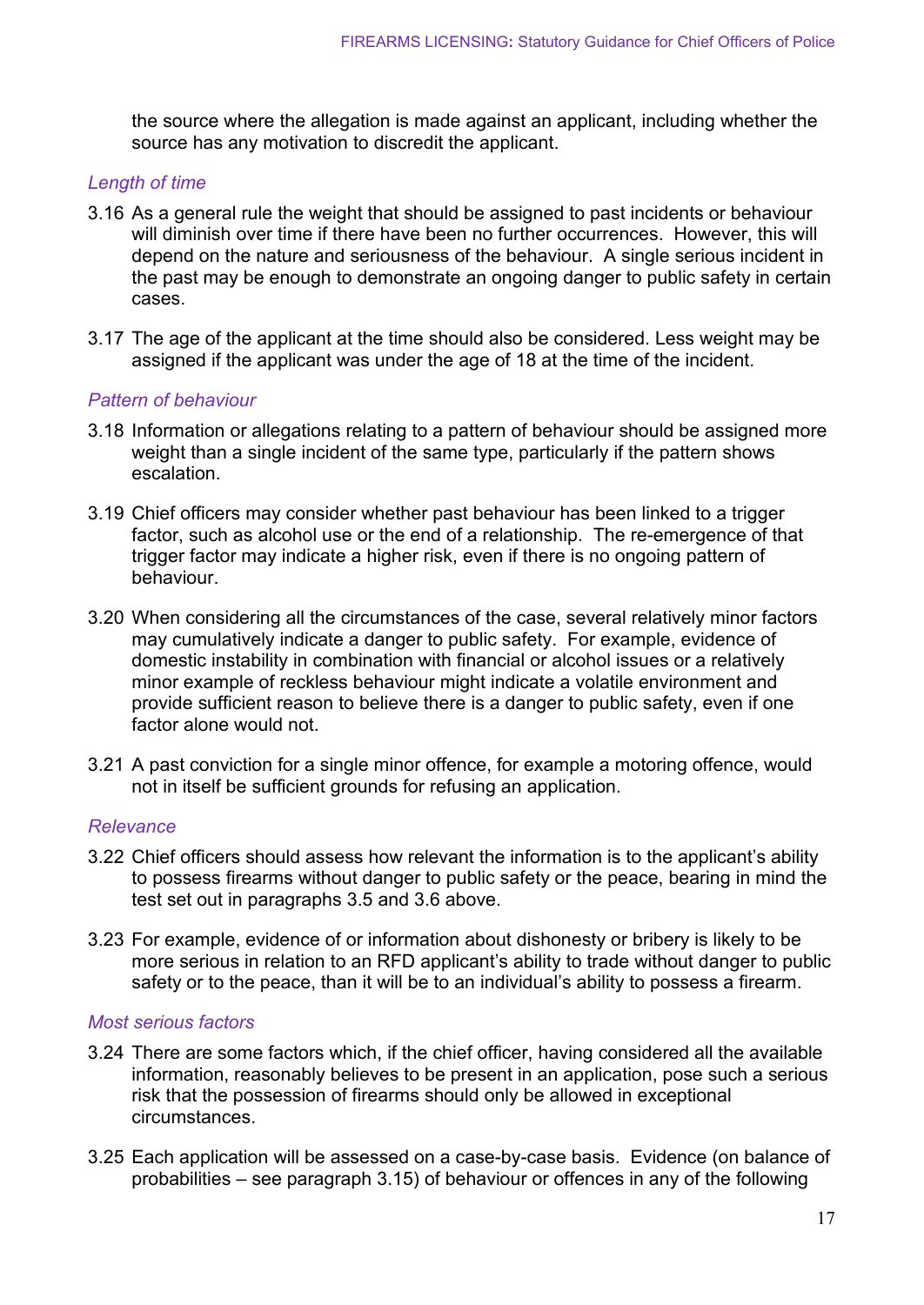the source where the allegation is made against an applicant, including whether the source has any motivation to discredit the applicant.

*Length of time*

3.16 As a general rule the weight that should be assigned to past incidents or behaviour will diminish over time if there have been no further occurrences. However, this will depend on the nature and seriousness of the behaviour. A single serious incident in the past may be enough to demonstrate an ongoing danger to public safety in certain cases.

3.17 The age of the applicant at the time should also be considered. Less weight may be assigned if the applicant was under the age of 18 at the time of the incident.

*Pattern of behaviour*

3.18 Information or allegations relating to a pattern of behaviour should be assigned more weight than a single incident of the same type, particularly if the pattern shows escalation.

3.19 Chief officers may consider whether past behaviour has been linked to a trigger factor, such as alcohol use or the end of a relationship. The re-emergence of that trigger factor may indicate a higher risk, even if there is no ongoing pattern of behaviour.

3.20 When considering all the circumstances of the case, several relatively minor factors may cumulatively indicate a danger to public safety. For example, evidence of domestic instability in combination with financial or alcohol issues or a relatively minor example of reckless behaviour might indicate a volatile environment and provide sufficient reason to believe there is a danger to public safety, even if one factor alone would not.

3.21 A past conviction for a single minor offence, for example a motoring offence, would not in itself be sufficient grounds for refusing an application.

*Relevance*

3.22 Chief officers should assess how relevant the information is to the applicant's ability to possess firearms without danger to public safety or the peace, bearing in mind the test set out in paragraphs 3.5 and 3.6 above.

3.23 For example, evidence of or information about dishonesty or bribery is likely to be more serious in relation to an RFD applicant's ability to trade without danger to public safety or to the peace, than it will be to an individual's ability to possess a firearm.

*Most serious factors*

3.24 There are some factors which, if the chief officer, having considered all the available information, reasonably believes to be present in an application, pose such a serious risk that the possession of firearms should only be allowed in exceptional circumstances.

3.25 Each application will be assessed on a case-by-case basis. Evidence (on balance of probabilities – see paragraph 3.15) of behaviour or offences in any of the following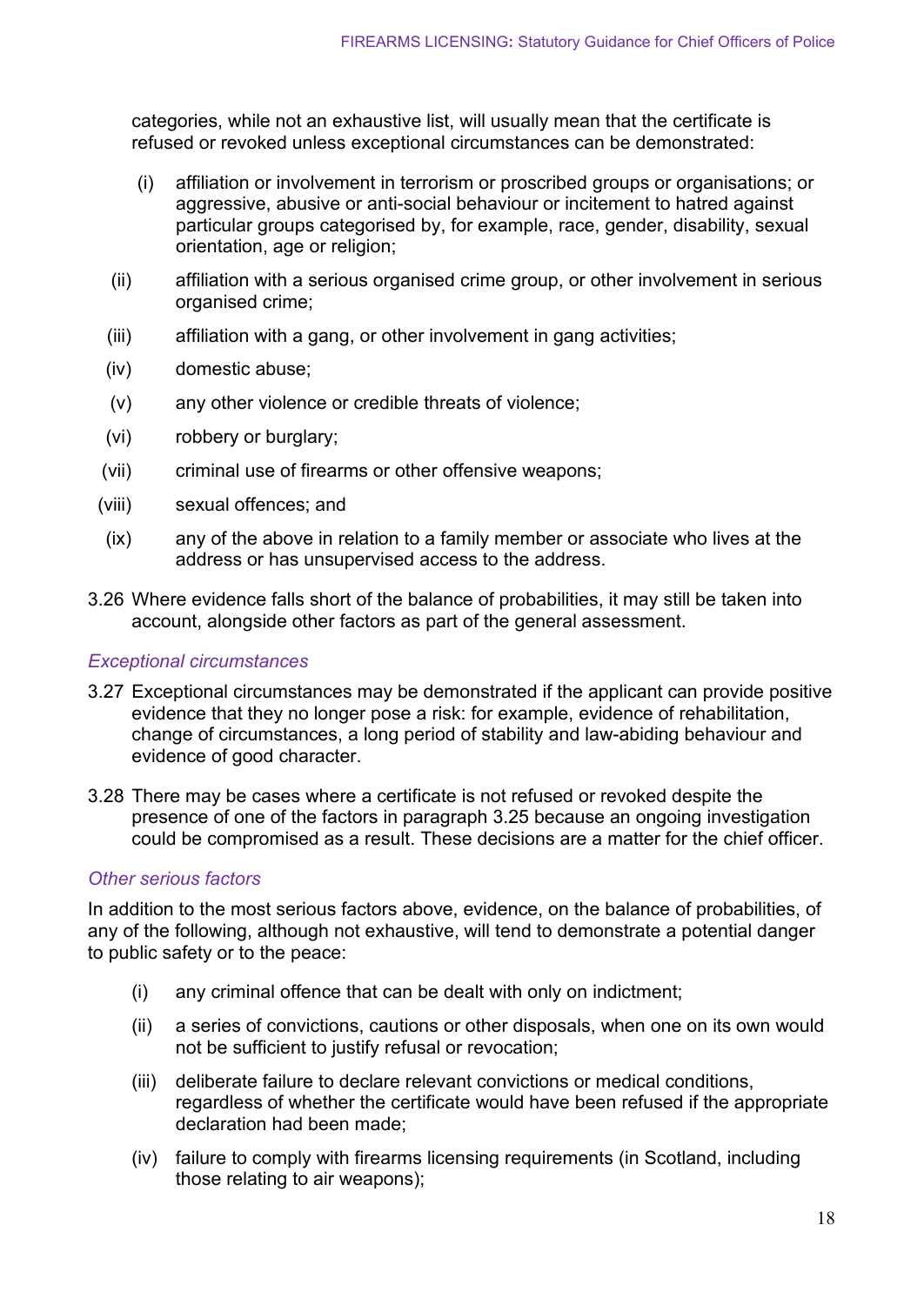categories, while not an exhaustive list, will usually mean that the certificate is refused or revoked unless exceptional circumstances can be demonstrated:

(i) affiliation or involvement in terrorism or proscribed groups or organisations; or aggressive, abusive or anti-social behaviour or incitement to hatred against particular groups categorised by, for example, race, gender, disability, sexual orientation, age or religion;

(ii) affiliation with a serious organised crime group, or other involvement in serious organised crime;

(iii) affiliation with a gang, or other involvement in gang activities;

(iv) domestic abuse;

(v) any other violence or credible threats of violence;

(vi) robbery or burglary;

(vii) criminal use of firearms or other offensive weapons;

(viii) sexual offences; and

(ix) any of the above in relation to a family member or associate who lives at the address or has unsupervised access to the address.

3.26 Where evidence falls short of the balance of probabilities, it may still be taken into account, alongside other factors as part of the general assessment.

### *Exceptional circumstances*

3.27 Exceptional circumstances may be demonstrated if the applicant can provide positive evidence that they no longer pose a risk: for example, evidence of rehabilitation, change of circumstances, a long period of stability and law-abiding behaviour and evidence of good character.

3.28 There may be cases where a certificate is not refused or revoked despite the presence of one of the factors in paragraph 3.25 because an ongoing investigation could be compromised as a result. These decisions are a matter for the chief officer.

### *Other serious factors*

In addition to the most serious factors above, evidence, on the balance of probabilities, of any of the following, although not exhaustive, will tend to demonstrate a potential danger to public safety or to the peace:

(i) any criminal offence that can be dealt with only on indictment;

(ii) a series of convictions, cautions or other disposals, when one on its own would not be sufficient to justify refusal or revocation;

(iii) deliberate failure to declare relevant convictions or medical conditions, regardless of whether the certificate would have been refused if the appropriate declaration had been made;

(iv) failure to comply with firearms licensing requirements (in Scotland, including those relating to air weapons);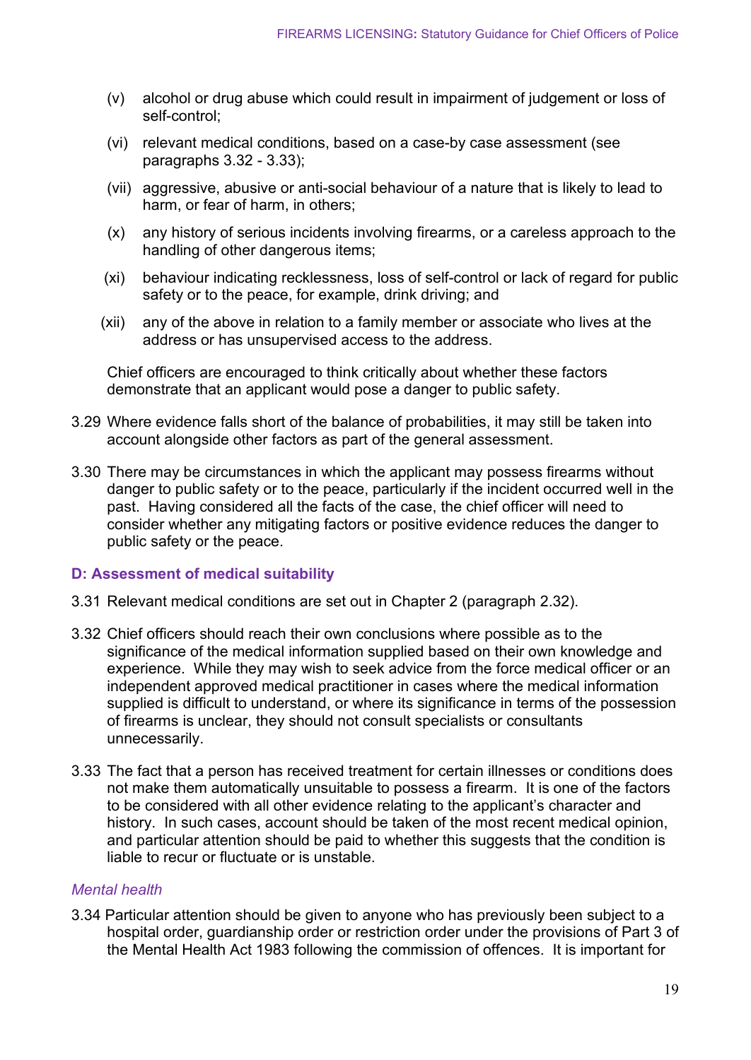(v) alcohol or drug abuse which could result in impairment of judgement or loss of self-control;

(vi) relevant medical conditions, based on a case-by case assessment (see paragraphs 3.32 - 3.33);

(vii) aggressive, abusive or anti-social behaviour of a nature that is likely to lead to harm, or fear of harm, in others;

(x) any history of serious incidents involving firearms, or a careless approach to the handling of other dangerous items;

(xi) behaviour indicating recklessness, loss of self-control or lack of regard for public safety or to the peace, for example, drink driving; and

(xii) any of the above in relation to a family member or associate who lives at the address or has unsupervised access to the address.

Chief officers are encouraged to think critically about whether these factors demonstrate that an applicant would pose a danger to public safety.

3.29 Where evidence falls short of the balance of probabilities, it may still be taken into account alongside other factors as part of the general assessment.

3.30 There may be circumstances in which the applicant may possess firearms without danger to public safety or to the peace, particularly if the incident occurred well in the past. Having considered all the facts of the case, the chief officer will need to consider whether any mitigating factors or positive evidence reduces the danger to public safety or the peace.

### D: Assessment of medical suitability

3.31 Relevant medical conditions are set out in Chapter 2 (paragraph 2.32).

3.32 Chief officers should reach their own conclusions where possible as to the significance of the medical information supplied based on their own knowledge and experience. While they may wish to seek advice from the force medical officer or an independent approved medical practitioner in cases where the medical information supplied is difficult to understand, or where its significance in terms of the possession of firearms is unclear, they should not consult specialists or consultants unnecessarily.

3.33 The fact that a person has received treatment for certain illnesses or conditions does not make them automatically unsuitable to possess a firearm. It is one of the factors to be considered with all other evidence relating to the applicant's character and history. In such cases, account should be taken of the most recent medical opinion, and particular attention should be paid to whether this suggests that the condition is liable to recur or fluctuate or is unstable.

#### *Mental health*

3.34 Particular attention should be given to anyone who has previously been subject to a hospital order, guardianship order or restriction order under the provisions of Part 3 of the Mental Health Act 1983 following the commission of offences. It is important for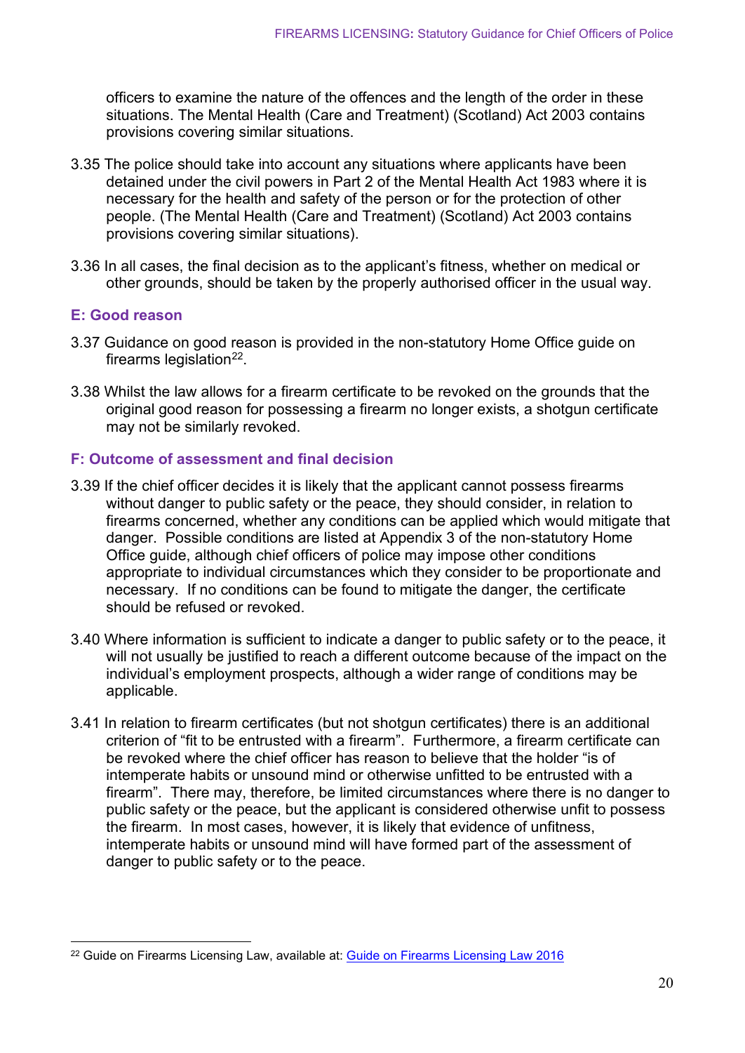officers to examine the nature of the offences and the length of the order in these situations. The Mental Health (Care and Treatment) (Scotland) Act 2003 contains provisions covering similar situations.

3.35 The police should take into account any situations where applicants have been detained under the civil powers in Part 2 of the Mental Health Act 1983 where it is necessary for the health and safety of the person or for the protection of other people. (The Mental Health (Care and Treatment) (Scotland) Act 2003 contains provisions covering similar situations).

3.36 In all cases, the final decision as to the applicant's fitness, whether on medical or other grounds, should be taken by the properly authorised officer in the usual way.

### E: Good reason

3.37 Guidance on good reason is provided in the non-statutory Home Office guide on firearms legislation[22].

3.38 Whilst the law allows for a firearm certificate to be revoked on the grounds that the original good reason for possessing a firearm no longer exists, a shotgun certificate may not be similarly revoked.

### F: Outcome of assessment and final decision

3.39 If the chief officer decides it is likely that the applicant cannot possess firearms without danger to public safety or the peace, they should consider, in relation to firearms concerned, whether any conditions can be applied which would mitigate that danger. Possible conditions are listed at Appendix 3 of the non-statutory Home Office guide, although chief officers of police may impose other conditions appropriate to individual circumstances which they consider to be proportionate and necessary. If no conditions can be found to mitigate the danger, the certificate should be refused or revoked.

3.40 Where information is sufficient to indicate a danger to public safety or to the peace, it will not usually be justified to reach a different outcome because of the impact on the individual's employment prospects, although a wider range of conditions may be applicable.

3.41 In relation to firearm certificates (but not shotgun certificates) there is an additional criterion of "fit to be entrusted with a firearm". Furthermore, a firearm certificate can be revoked where the chief officer has reason to believe that the holder "is of intemperate habits or unsound mind or otherwise unfitted to be entrusted with a firearm". There may, therefore, be limited circumstances where there is no danger to public safety or the peace, but the applicant is considered otherwise unfit to possess the firearm. In most cases, however, it is likely that evidence of unfitness, intemperate habits or unsound mind will have formed part of the assessment of danger to public safety or to the peace.

---

[22] Guide on Firearms Licensing Law, available at: Guide on Firearms Licensing Law 2016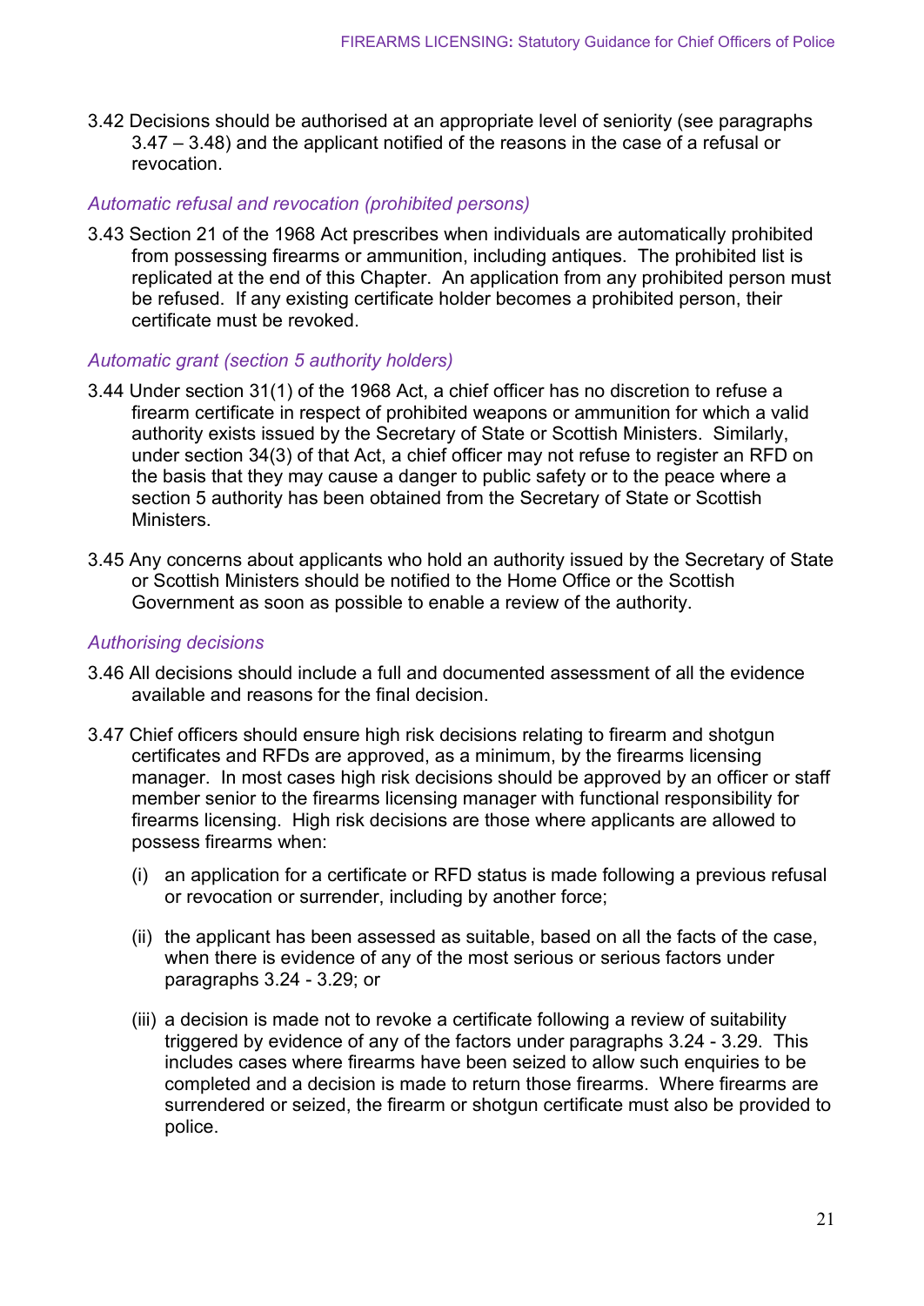3.42 Decisions should be authorised at an appropriate level of seniority (see paragraphs 3.47 – 3.48) and the applicant notified of the reasons in the case of a refusal or revocation.

### *Automatic refusal and revocation (prohibited persons)*

3.43 Section 21 of the 1968 Act prescribes when individuals are automatically prohibited from possessing firearms or ammunition, including antiques. The prohibited list is replicated at the end of this Chapter. An application from any prohibited person must be refused. If any existing certificate holder becomes a prohibited person, their certificate must be revoked.

### *Automatic grant (section 5 authority holders)*

3.44 Under section 31(1) of the 1968 Act, a chief officer has no discretion to refuse a firearm certificate in respect of prohibited weapons or ammunition for which a valid authority exists issued by the Secretary of State or Scottish Ministers. Similarly, under section 34(3) of that Act, a chief officer may not refuse to register an RFD on the basis that they may cause a danger to public safety or to the peace where a section 5 authority has been obtained from the Secretary of State or Scottish Ministers.

3.45 Any concerns about applicants who hold an authority issued by the Secretary of State or Scottish Ministers should be notified to the Home Office or the Scottish Government as soon as possible to enable a review of the authority.

### *Authorising decisions*

3.46 All decisions should include a full and documented assessment of all the evidence available and reasons for the final decision.

3.47 Chief officers should ensure high risk decisions relating to firearm and shotgun certificates and RFDs are approved, as a minimum, by the firearms licensing manager. In most cases high risk decisions should be approved by an officer or staff member senior to the firearms licensing manager with functional responsibility for firearms licensing. High risk decisions are those where applicants are allowed to possess firearms when:

(i) an application for a certificate or RFD status is made following a previous refusal or revocation or surrender, including by another force;

(ii) the applicant has been assessed as suitable, based on all the facts of the case, when there is evidence of any of the most serious or serious factors under paragraphs 3.24 - 3.29; or

(iii) a decision is made not to revoke a certificate following a review of suitability triggered by evidence of any of the factors under paragraphs 3.24 - 3.29. This includes cases where firearms have been seized to allow such enquiries to be completed and a decision is made to return those firearms. Where firearms are surrendered or seized, the firearm or shotgun certificate must also be provided to police.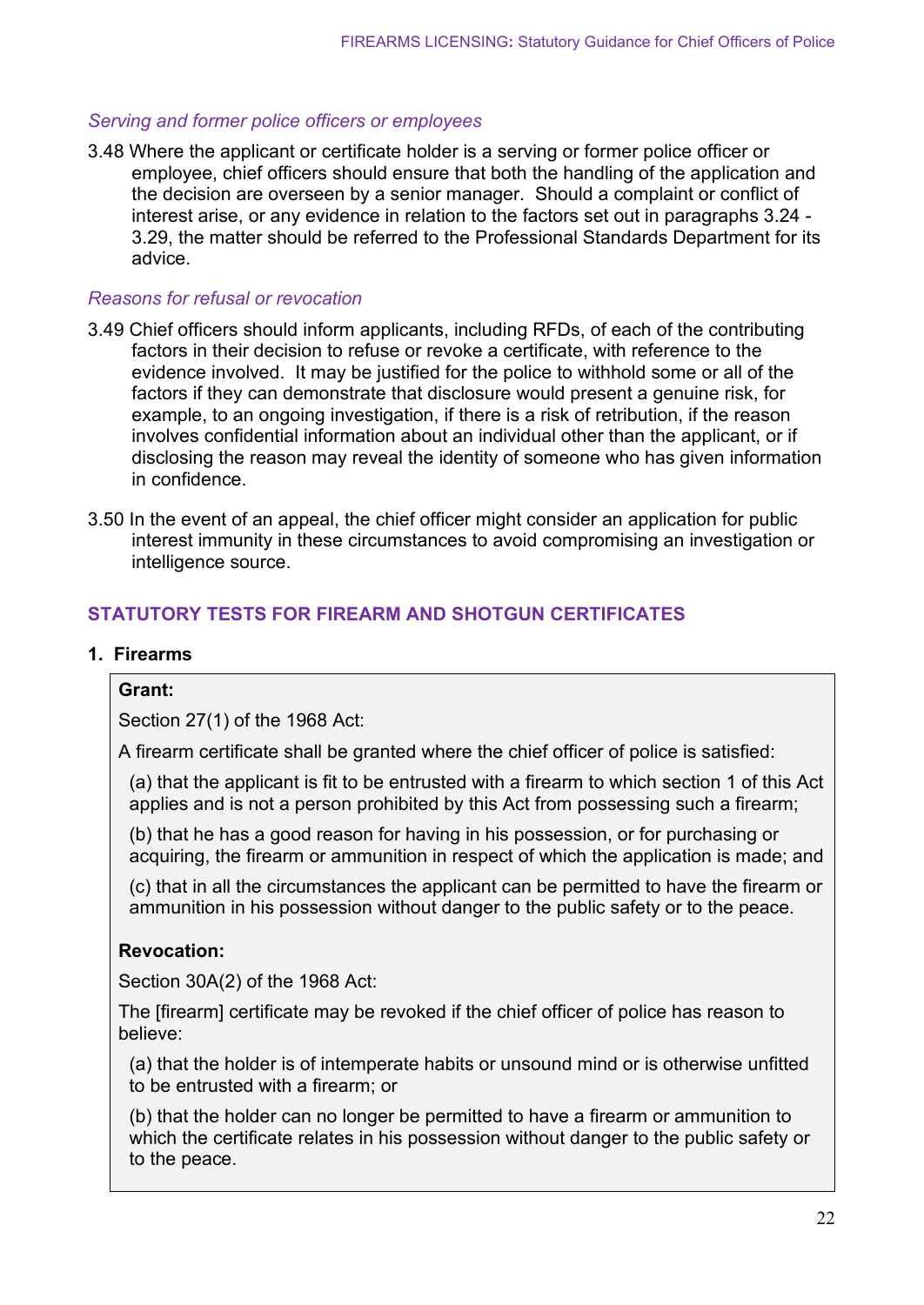### *Serving and former police officers or employees*

3.48 Where the applicant or certificate holder is a serving or former police officer or employee, chief officers should ensure that both the handling of the application and the decision are overseen by a senior manager. Should a complaint or conflict of interest arise, or any evidence in relation to the factors set out in paragraphs 3.24 - 3.29, the matter should be referred to the Professional Standards Department for its advice.

### *Reasons for refusal or revocation*

3.49 Chief officers should inform applicants, including RFDs, of each of the contributing factors in their decision to refuse or revoke a certificate, with reference to the evidence involved. It may be justified for the police to withhold some or all of the factors if they can demonstrate that disclosure would present a genuine risk, for example, to an ongoing investigation, if there is a risk of retribution, if the reason involves confidential information about an individual other than the applicant, or if disclosing the reason may reveal the identity of someone who has given information in confidence.

3.50 In the event of an appeal, the chief officer might consider an application for public interest immunity in these circumstances to avoid compromising an investigation or intelligence source.

## STATUTORY TESTS FOR FIREARM AND SHOTGUN CERTIFICATES

### 1. Firearms

**Grant:**

Section 27(1) of the 1968 Act:

A firearm certificate shall be granted where the chief officer of police is satisfied:

(a) that the applicant is fit to be entrusted with a firearm to which section 1 of this Act applies and is not a person prohibited by this Act from possessing such a firearm;

(b) that he has a good reason for having in his possession, or for purchasing or acquiring, the firearm or ammunition in respect of which the application is made; and

(c) that in all the circumstances the applicant can be permitted to have the firearm or ammunition in his possession without danger to the public safety or to the peace.

**Revocation:**

Section 30A(2) of the 1968 Act:

The [firearm] certificate may be revoked if the chief officer of police has reason to believe:

(a) that the holder is of intemperate habits or unsound mind or is otherwise unfitted to be entrusted with a firearm; or

(b) that the holder can no longer be permitted to have a firearm or ammunition to which the certificate relates in his possession without danger to the public safety or to the peace.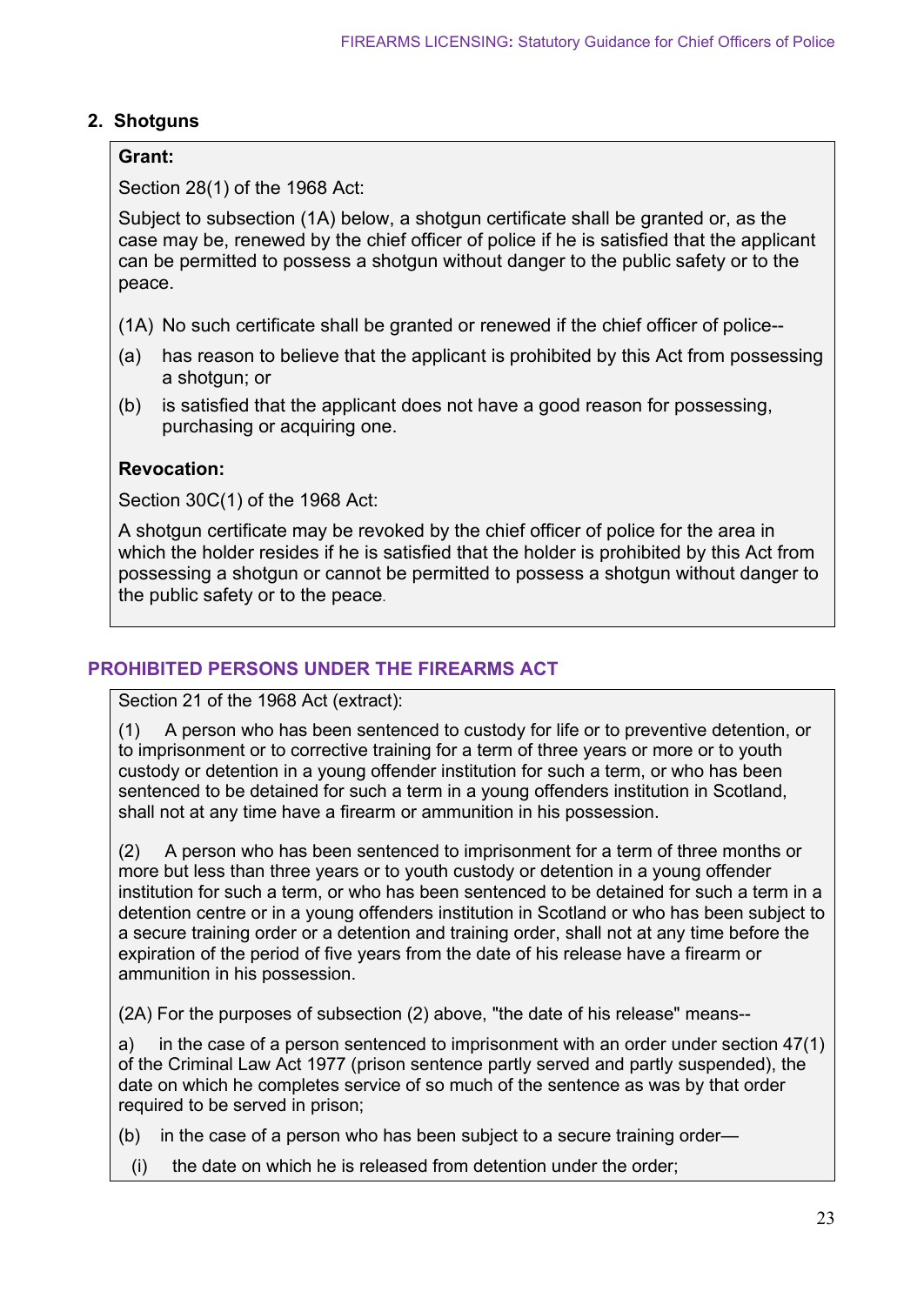## 2. Shotguns

**Grant:**

Section 28(1) of the 1968 Act:

Subject to subsection (1A) below, a shotgun certificate shall be granted or, as the case may be, renewed by the chief officer of police if he is satisfied that the applicant can be permitted to possess a shotgun without danger to the public safety or to the peace.

(1A) No such certificate shall be granted or renewed if the chief officer of police--

(a) has reason to believe that the applicant is prohibited by this Act from possessing a shotgun; or

(b) is satisfied that the applicant does not have a good reason for possessing, purchasing or acquiring one.

**Revocation:**

Section 30C(1) of the 1968 Act:

A shotgun certificate may be revoked by the chief officer of police for the area in which the holder resides if he is satisfied that the holder is prohibited by this Act from possessing a shotgun or cannot be permitted to possess a shotgun without danger to the public safety or to the peace.

### PROHIBITED PERSONS UNDER THE FIREARMS ACT

Section 21 of the 1968 Act (extract):

(1) A person who has been sentenced to custody for life or to preventive detention, or to imprisonment or to corrective training for a term of three years or more or to youth custody or detention in a young offender institution for such a term, or who has been sentenced to be detained for such a term in a young offenders institution in Scotland, shall not at any time have a firearm or ammunition in his possession.

(2) A person who has been sentenced to imprisonment for a term of three months or more but less than three years or to youth custody or detention in a young offender institution for such a term, or who has been sentenced to be detained for such a term in a detention centre or in a young offenders institution in Scotland or who has been subject to a secure training order or a detention and training order, shall not at any time before the expiration of the period of five years from the date of his release have a firearm or ammunition in his possession.

(2A) For the purposes of subsection (2) above, "the date of his release" means--

a) in the case of a person sentenced to imprisonment with an order under section 47(1) of the Criminal Law Act 1977 (prison sentence partly served and partly suspended), the date on which he completes service of so much of the sentence as was by that order required to be served in prison;

(b) in the case of a person who has been subject to a secure training order—

(i) the date on which he is released from detention under the order;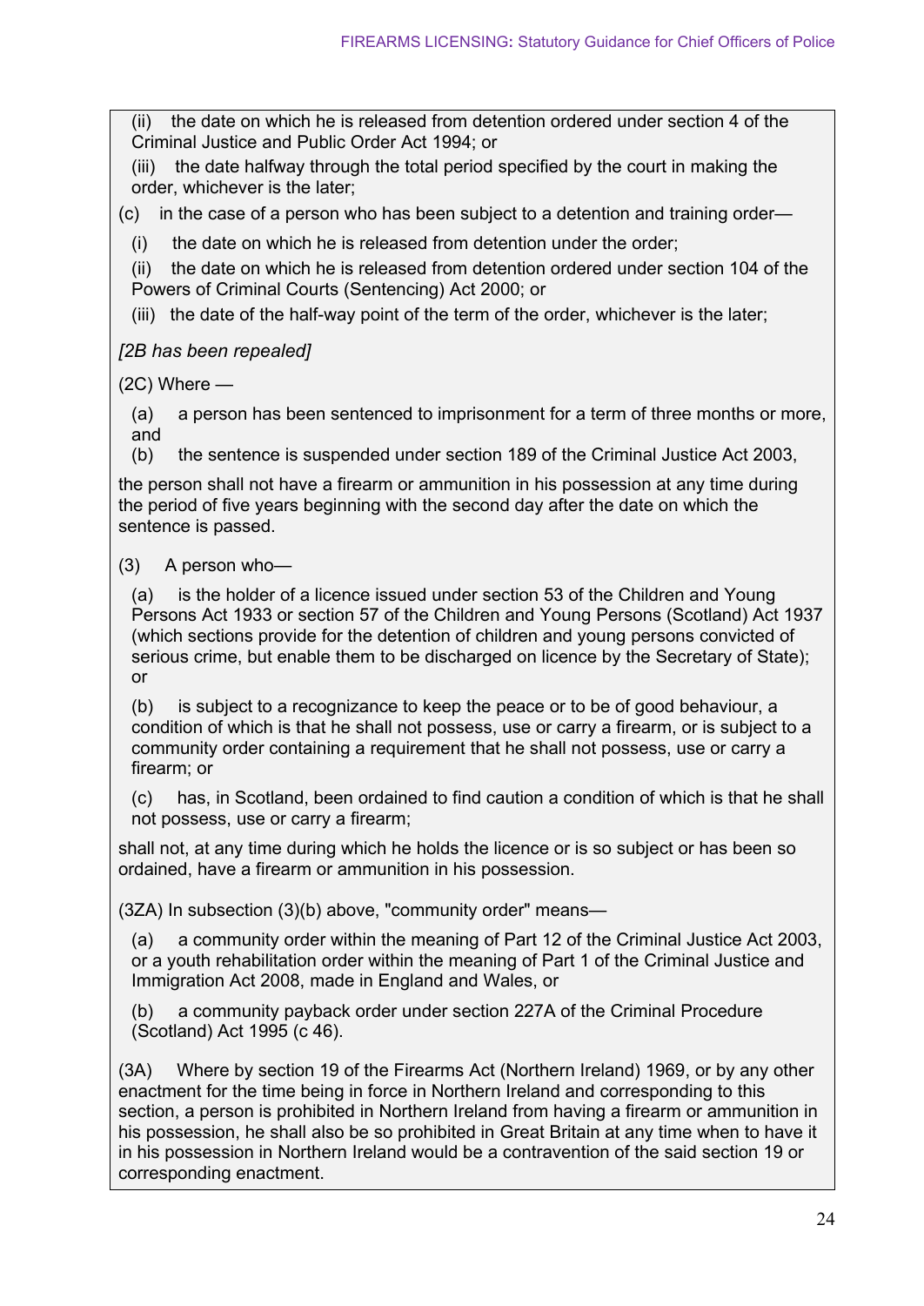(ii) the date on which he is released from detention ordered under section 4 of the Criminal Justice and Public Order Act 1994; or

(iii) the date halfway through the total period specified by the court in making the order, whichever is the later;

(c) in the case of a person who has been subject to a detention and training order—

(i) the date on which he is released from detention under the order;

(ii) the date on which he is released from detention ordered under section 104 of the Powers of Criminal Courts (Sentencing) Act 2000; or

(iii) the date of the half-way point of the term of the order, whichever is the later;

*[2B has been repealed]*

(2C) Where —

(a) a person has been sentenced to imprisonment for a term of three months or more, and

(b) the sentence is suspended under section 189 of the Criminal Justice Act 2003,

the person shall not have a firearm or ammunition in his possession at any time during the period of five years beginning with the second day after the date on which the sentence is passed.

(3) A person who—

(a) is the holder of a licence issued under section 53 of the Children and Young Persons Act 1933 or section 57 of the Children and Young Persons (Scotland) Act 1937 (which sections provide for the detention of children and young persons convicted of serious crime, but enable them to be discharged on licence by the Secretary of State); or

(b) is subject to a recognizance to keep the peace or to be of good behaviour, a condition of which is that he shall not possess, use or carry a firearm, or is subject to a community order containing a requirement that he shall not possess, use or carry a firearm; or

(c) has, in Scotland, been ordained to find caution a condition of which is that he shall not possess, use or carry a firearm;

shall not, at any time during which he holds the licence or is so subject or has been so ordained, have a firearm or ammunition in his possession.

(3ZA) In subsection (3)(b) above, "community order" means—

(a) a community order within the meaning of Part 12 of the Criminal Justice Act 2003, or a youth rehabilitation order within the meaning of Part 1 of the Criminal Justice and Immigration Act 2008, made in England and Wales, or

(b) a community payback order under section 227A of the Criminal Procedure (Scotland) Act 1995 (c 46).

(3A) Where by section 19 of the Firearms Act (Northern Ireland) 1969, or by any other enactment for the time being in force in Northern Ireland and corresponding to this section, a person is prohibited in Northern Ireland from having a firearm or ammunition in his possession, he shall also be so prohibited in Great Britain at any time when to have it in his possession in Northern Ireland would be a contravention of the said section 19 or corresponding enactment.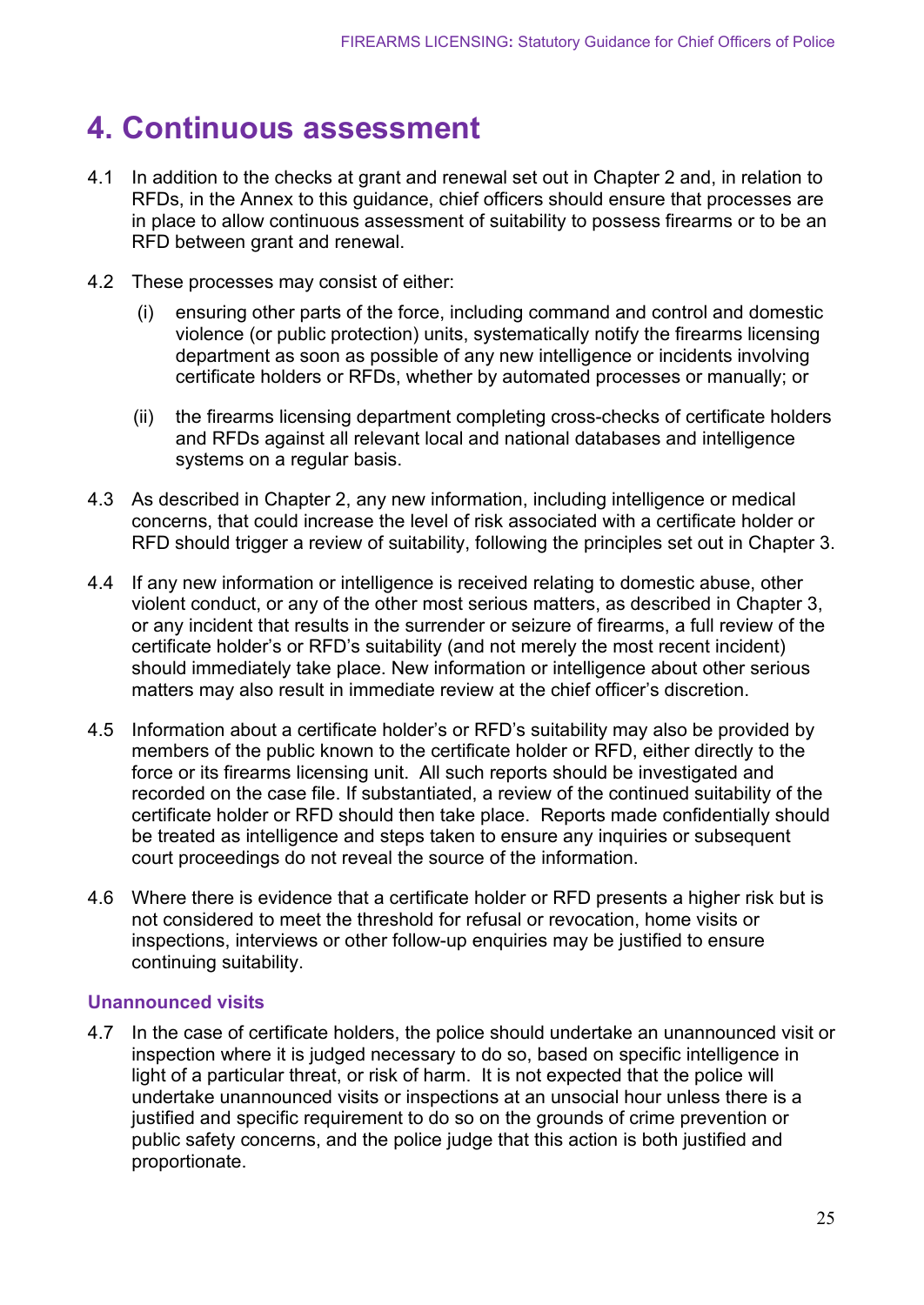# 4. Continuous assessment

4.1 In addition to the checks at grant and renewal set out in Chapter 2 and, in relation to RFDs, in the Annex to this guidance, chief officers should ensure that processes are in place to allow continuous assessment of suitability to possess firearms or to be an RFD between grant and renewal.

4.2 These processes may consist of either:

(i) ensuring other parts of the force, including command and control and domestic violence (or public protection) units, systematically notify the firearms licensing department as soon as possible of any new intelligence or incidents involving certificate holders or RFDs, whether by automated processes or manually; or

(ii) the firearms licensing department completing cross-checks of certificate holders and RFDs against all relevant local and national databases and intelligence systems on a regular basis.

4.3 As described in Chapter 2, any new information, including intelligence or medical concerns, that could increase the level of risk associated with a certificate holder or RFD should trigger a review of suitability, following the principles set out in Chapter 3.

4.4 If any new information or intelligence is received relating to domestic abuse, other violent conduct, or any of the other most serious matters, as described in Chapter 3, or any incident that results in the surrender or seizure of firearms, a full review of the certificate holder's or RFD's suitability (and not merely the most recent incident) should immediately take place. New information or intelligence about other serious matters may also result in immediate review at the chief officer's discretion.

4.5 Information about a certificate holder's or RFD's suitability may also be provided by members of the public known to the certificate holder or RFD, either directly to the force or its firearms licensing unit. All such reports should be investigated and recorded on the case file. If substantiated, a review of the continued suitability of the certificate holder or RFD should then take place. Reports made confidentially should be treated as intelligence and steps taken to ensure any inquiries or subsequent court proceedings do not reveal the source of the information.

4.6 Where there is evidence that a certificate holder or RFD presents a higher risk but is not considered to meet the threshold for refusal or revocation, home visits or inspections, interviews or other follow-up enquiries may be justified to ensure continuing suitability.

### Unannounced visits

4.7 In the case of certificate holders, the police should undertake an unannounced visit or inspection where it is judged necessary to do so, based on specific intelligence in light of a particular threat, or risk of harm. It is not expected that the police will undertake unannounced visits or inspections at an unsocial hour unless there is a justified and specific requirement to do so on the grounds of crime prevention or public safety concerns, and the police judge that this action is both justified and proportionate.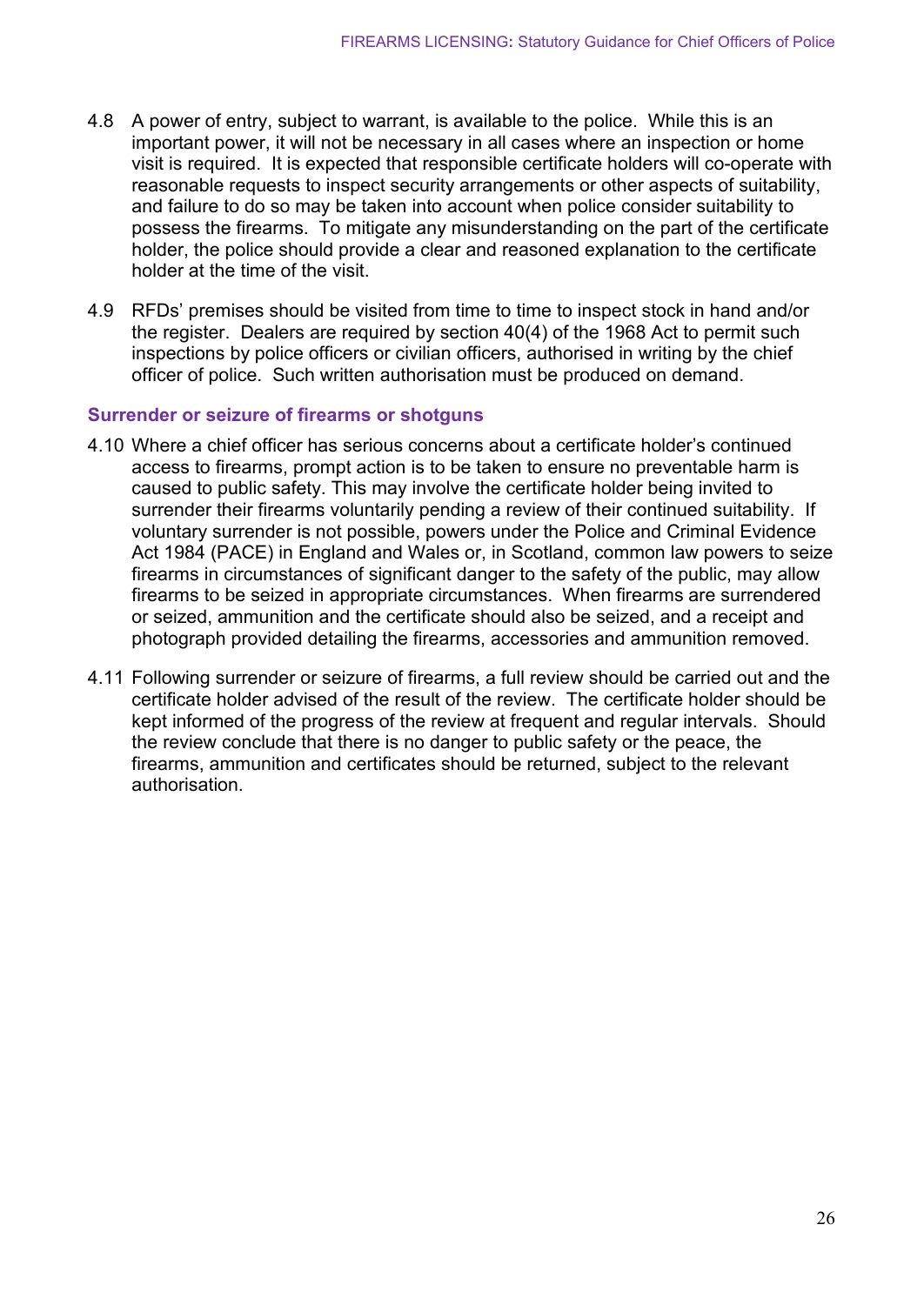4.8 A power of entry, subject to warrant, is available to the police. While this is an important power, it will not be necessary in all cases where an inspection or home visit is required. It is expected that responsible certificate holders will co-operate with reasonable requests to inspect security arrangements or other aspects of suitability, and failure to do so may be taken into account when police consider suitability to possess the firearms. To mitigate any misunderstanding on the part of the certificate holder, the police should provide a clear and reasoned explanation to the certificate holder at the time of the visit.

4.9 RFDs' premises should be visited from time to time to inspect stock in hand and/or the register. Dealers are required by section 40(4) of the 1968 Act to permit such inspections by police officers or civilian officers, authorised in writing by the chief officer of police. Such written authorisation must be produced on demand.

### Surrender or seizure of firearms or shotguns

4.10 Where a chief officer has serious concerns about a certificate holder's continued access to firearms, prompt action is to be taken to ensure no preventable harm is caused to public safety. This may involve the certificate holder being invited to surrender their firearms voluntarily pending a review of their continued suitability. If voluntary surrender is not possible, powers under the Police and Criminal Evidence Act 1984 (PACE) in England and Wales or, in Scotland, common law powers to seize firearms in circumstances of significant danger to the safety of the public, may allow firearms to be seized in appropriate circumstances. When firearms are surrendered or seized, ammunition and the certificate should also be seized, and a receipt and photograph provided detailing the firearms, accessories and ammunition removed.

4.11 Following surrender or seizure of firearms, a full review should be carried out and the certificate holder advised of the result of the review. The certificate holder should be kept informed of the progress of the review at frequent and regular intervals. Should the review conclude that there is no danger to public safety or the peace, the firearms, ammunition and certificates should be returned, subject to the relevant authorisation.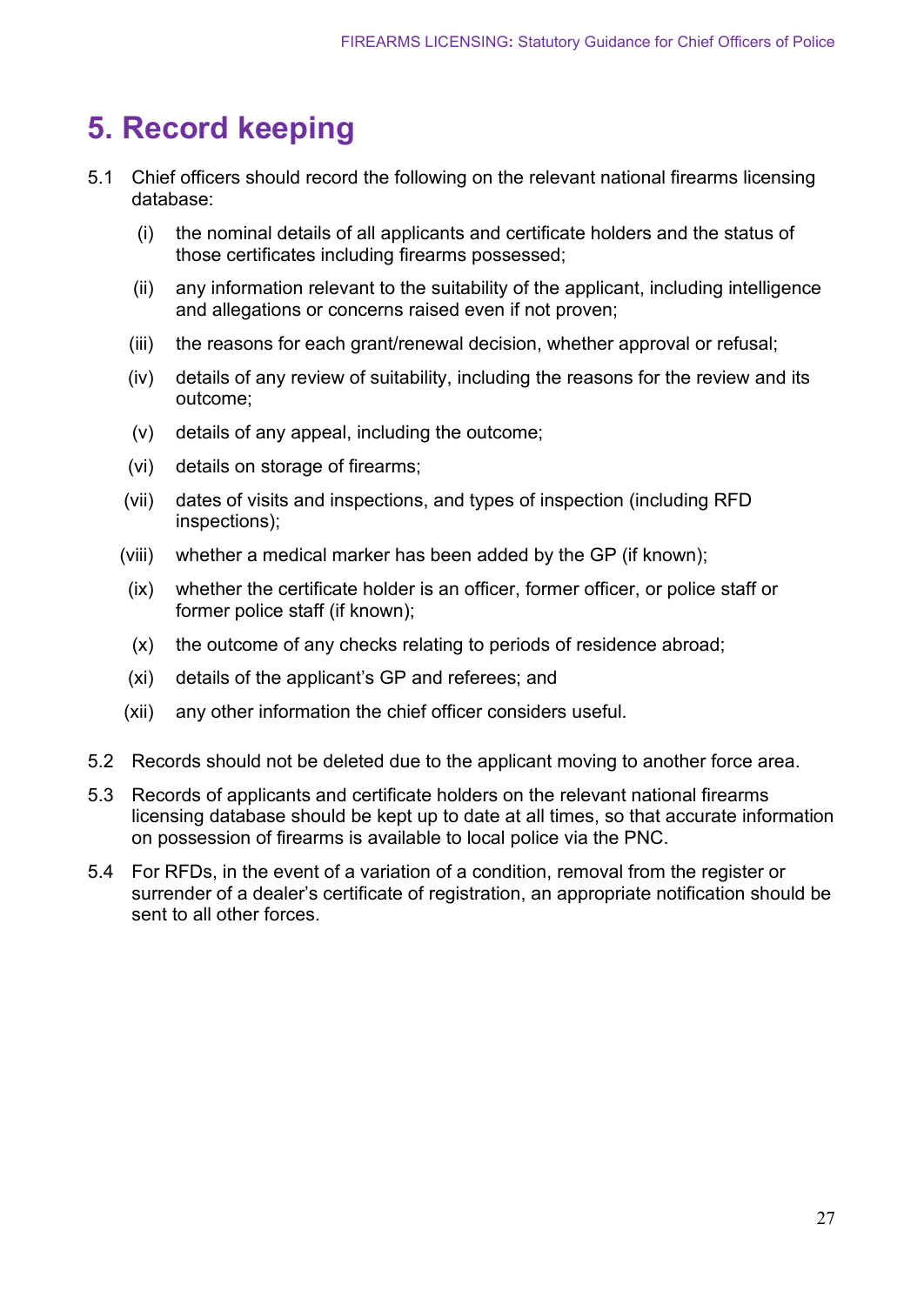# 5. Record keeping

5.1 Chief officers should record the following on the relevant national firearms licensing database:

- (i) the nominal details of all applicants and certificate holders and the status of those certificates including firearms possessed;
- (ii) any information relevant to the suitability of the applicant, including intelligence and allegations or concerns raised even if not proven;
- (iii) the reasons for each grant/renewal decision, whether approval or refusal;
- (iv) details of any review of suitability, including the reasons for the review and its outcome;
- (v) details of any appeal, including the outcome;
- (vi) details on storage of firearms;
- (vii) dates of visits and inspections, and types of inspection (including RFD inspections);
- (viii) whether a medical marker has been added by the GP (if known);
- (ix) whether the certificate holder is an officer, former officer, or police staff or former police staff (if known);
- (x) the outcome of any checks relating to periods of residence abroad;
- (xi) details of the applicant's GP and referees; and
- (xii) any other information the chief officer considers useful.

5.2 Records should not be deleted due to the applicant moving to another force area.

5.3 Records of applicants and certificate holders on the relevant national firearms licensing database should be kept up to date at all times, so that accurate information on possession of firearms is available to local police via the PNC.

5.4 For RFDs, in the event of a variation of a condition, removal from the register or surrender of a dealer's certificate of registration, an appropriate notification should be sent to all other forces.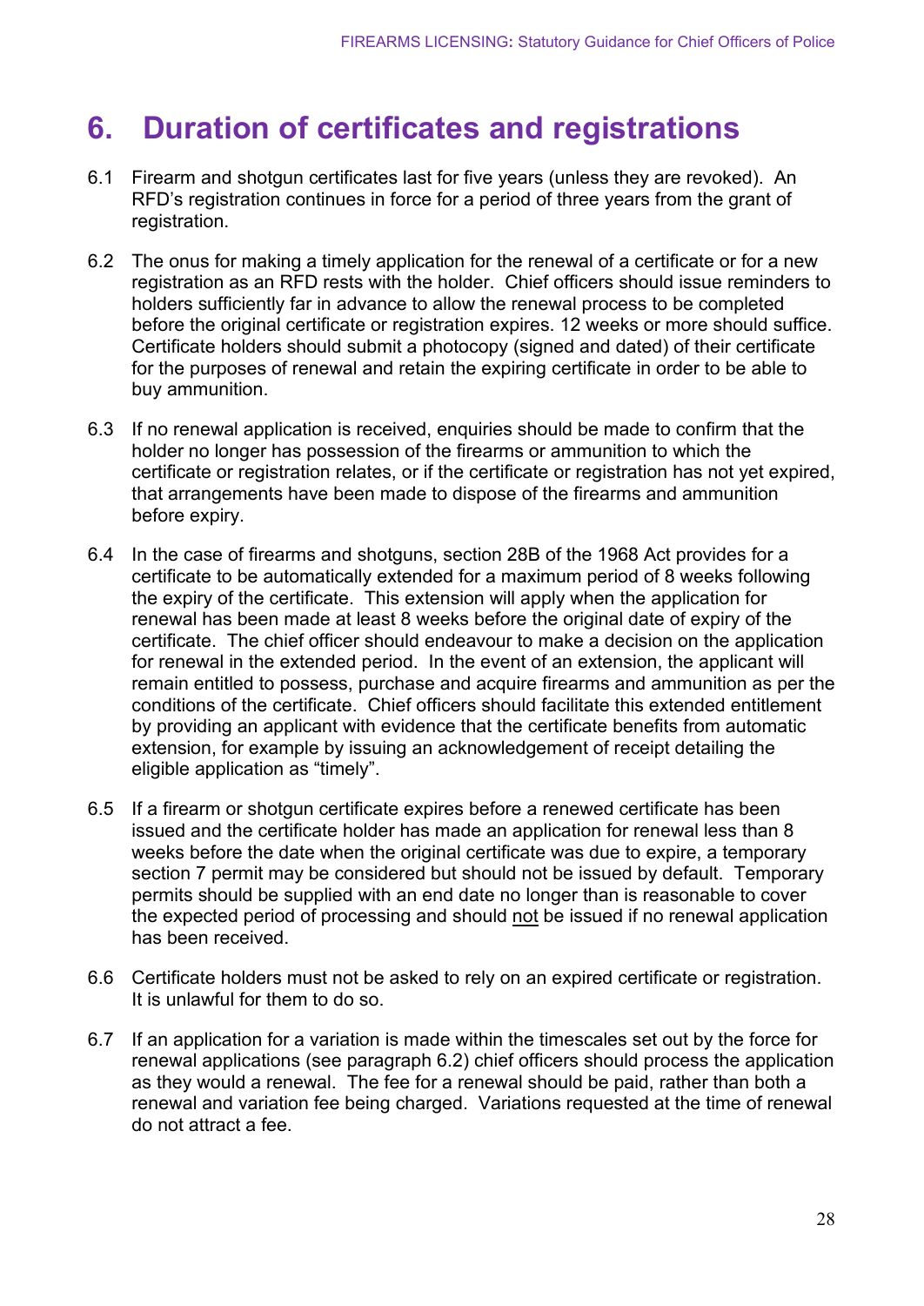# 6. Duration of certificates and registrations

6.1 Firearm and shotgun certificates last for five years (unless they are revoked). An RFD's registration continues in force for a period of three years from the grant of registration.

6.2 The onus for making a timely application for the renewal of a certificate or for a new registration as an RFD rests with the holder. Chief officers should issue reminders to holders sufficiently far in advance to allow the renewal process to be completed before the original certificate or registration expires. 12 weeks or more should suffice. Certificate holders should submit a photocopy (signed and dated) of their certificate for the purposes of renewal and retain the expiring certificate in order to be able to buy ammunition.

6.3 If no renewal application is received, enquiries should be made to confirm that the holder no longer has possession of the firearms or ammunition to which the certificate or registration relates, or if the certificate or registration has not yet expired, that arrangements have been made to dispose of the firearms and ammunition before expiry.

6.4 In the case of firearms and shotguns, section 28B of the 1968 Act provides for a certificate to be automatically extended for a maximum period of 8 weeks following the expiry of the certificate. This extension will apply when the application for renewal has been made at least 8 weeks before the original date of expiry of the certificate. The chief officer should endeavour to make a decision on the application for renewal in the extended period. In the event of an extension, the applicant will remain entitled to possess, purchase and acquire firearms and ammunition as per the conditions of the certificate. Chief officers should facilitate this extended entitlement by providing an applicant with evidence that the certificate benefits from automatic extension, for example by issuing an acknowledgement of receipt detailing the eligible application as "timely".

6.5 If a firearm or shotgun certificate expires before a renewed certificate has been issued and the certificate holder has made an application for renewal less than 8 weeks before the date when the original certificate was due to expire, a temporary section 7 permit may be considered but should not be issued by default. Temporary permits should be supplied with an end date no longer than is reasonable to cover the expected period of processing and should not be issued if no renewal application has been received.

6.6 Certificate holders must not be asked to rely on an expired certificate or registration. It is unlawful for them to do so.

6.7 If an application for a variation is made within the timescales set out by the force for renewal applications (see paragraph 6.2) chief officers should process the application as they would a renewal. The fee for a renewal should be paid, rather than both a renewal and variation fee being charged. Variations requested at the time of renewal do not attract a fee.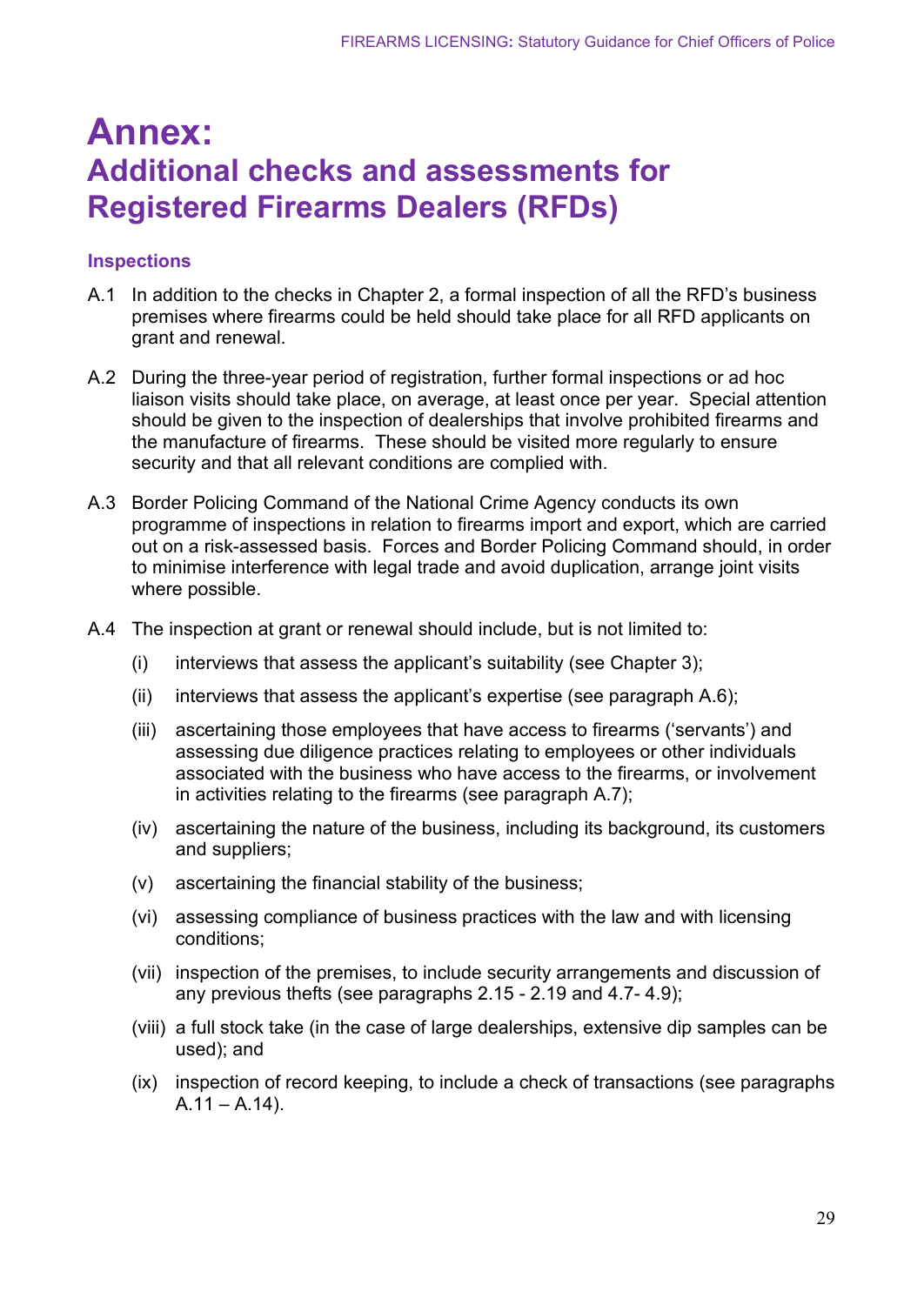# Annex:
## Additional checks and assessments for Registered Firearms Dealers (RFDs)

### Inspections

A.1 In addition to the checks in Chapter 2, a formal inspection of all the RFD's business premises where firearms could be held should take place for all RFD applicants on grant and renewal.

A.2 During the three-year period of registration, further formal inspections or ad hoc liaison visits should take place, on average, at least once per year. Special attention should be given to the inspection of dealerships that involve prohibited firearms and the manufacture of firearms. These should be visited more regularly to ensure security and that all relevant conditions are complied with.

A.3 Border Policing Command of the National Crime Agency conducts its own programme of inspections in relation to firearms import and export, which are carried out on a risk-assessed basis. Forces and Border Policing Command should, in order to minimise interference with legal trade and avoid duplication, arrange joint visits where possible.

A.4 The inspection at grant or renewal should include, but is not limited to:

(i) interviews that assess the applicant's suitability (see Chapter 3);

(ii) interviews that assess the applicant's expertise (see paragraph A.6);

(iii) ascertaining those employees that have access to firearms ('servants') and assessing due diligence practices relating to employees or other individuals associated with the business who have access to the firearms, or involvement in activities relating to the firearms (see paragraph A.7);

(iv) ascertaining the nature of the business, including its background, its customers and suppliers;

(v) ascertaining the financial stability of the business;

(vi) assessing compliance of business practices with the law and with licensing conditions;

(vii) inspection of the premises, to include security arrangements and discussion of any previous thefts (see paragraphs 2.15 - 2.19 and 4.7- 4.9);

(viii) a full stock take (in the case of large dealerships, extensive dip samples can be used); and

(ix) inspection of record keeping, to include a check of transactions (see paragraphs A.11 – A.14).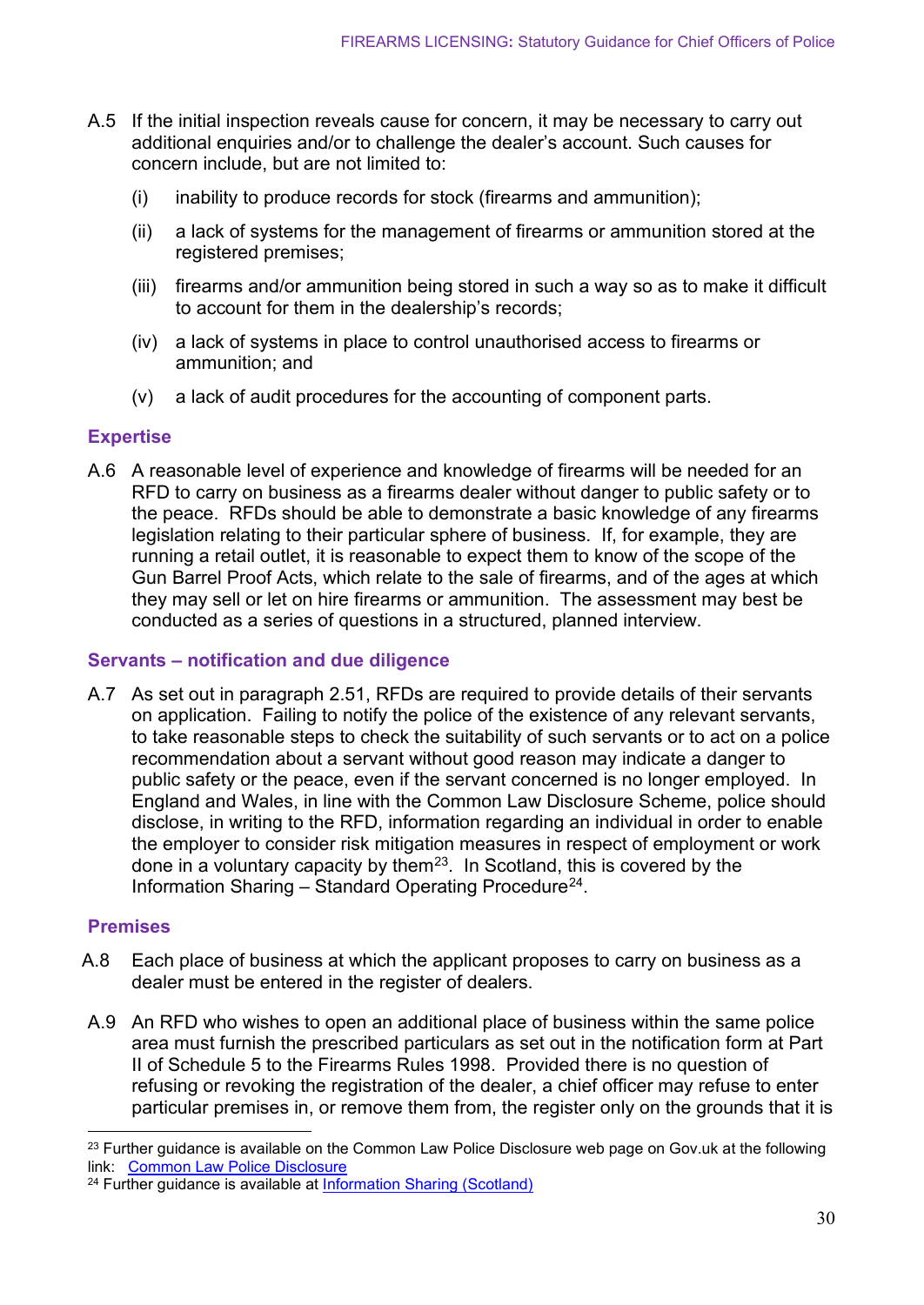A.5 If the initial inspection reveals cause for concern, it may be necessary to carry out additional enquiries and/or to challenge the dealer's account. Such causes for concern include, but are not limited to:

(i) inability to produce records for stock (firearms and ammunition);

(ii) a lack of systems for the management of firearms or ammunition stored at the registered premises;

(iii) firearms and/or ammunition being stored in such a way so as to make it difficult to account for them in the dealership's records;

(iv) a lack of systems in place to control unauthorised access to firearms or ammunition; and

(v) a lack of audit procedures for the accounting of component parts.

### Expertise

A.6 A reasonable level of experience and knowledge of firearms will be needed for an RFD to carry on business as a firearms dealer without danger to public safety or to the peace. RFDs should be able to demonstrate a basic knowledge of any firearms legislation relating to their particular sphere of business. If, for example, they are running a retail outlet, it is reasonable to expect them to know of the scope of the Gun Barrel Proof Acts, which relate to the sale of firearms, and of the ages at which they may sell or let on hire firearms or ammunition. The assessment may best be conducted as a series of questions in a structured, planned interview.

### Servants – notification and due diligence

A.7 As set out in paragraph 2.51, RFDs are required to provide details of their servants on application. Failing to notify the police of the existence of any relevant servants, to take reasonable steps to check the suitability of such servants or to act on a police recommendation about a servant without good reason may indicate a danger to public safety or the peace, even if the servant concerned is no longer employed. In England and Wales, in line with the Common Law Disclosure Scheme, police should disclose, in writing to the RFD, information regarding an individual in order to enable the employer to consider risk mitigation measures in respect of employment or work done in a voluntary capacity by them[23]. In Scotland, this is covered by the Information Sharing – Standard Operating Procedure[24].

### Premises

A.8 Each place of business at which the applicant proposes to carry on business as a dealer must be entered in the register of dealers.

A.9 An RFD who wishes to open an additional place of business within the same police area must furnish the prescribed particulars as set out in the notification form at Part II of Schedule 5 to the Firearms Rules 1998. Provided there is no question of refusing or revoking the registration of the dealer, a chief officer may refuse to enter particular premises in, or remove them from, the register only on the grounds that it is

---

[23] Further guidance is available on the Common Law Police Disclosure web page on Gov.uk at the following link: Common Law Police Disclosure

[24] Further guidance is available at Information Sharing (Scotland)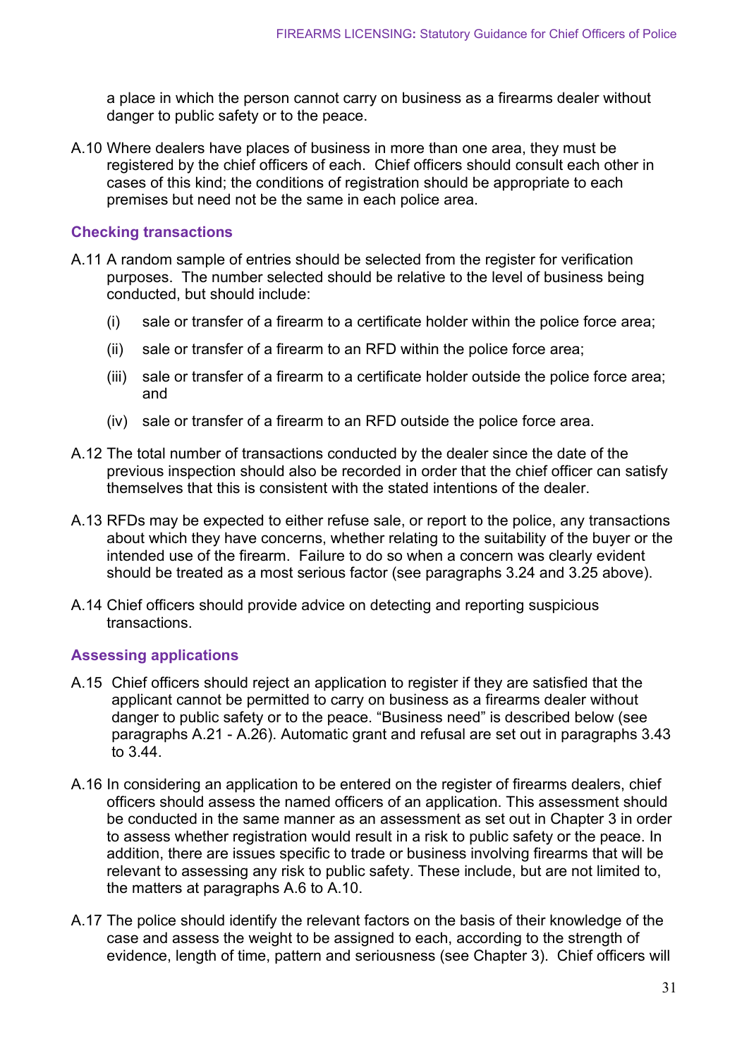a place in which the person cannot carry on business as a firearms dealer without danger to public safety or to the peace.

A.10 Where dealers have places of business in more than one area, they must be registered by the chief officers of each. Chief officers should consult each other in cases of this kind; the conditions of registration should be appropriate to each premises but need not be the same in each police area.

## Checking transactions

A.11 A random sample of entries should be selected from the register for verification purposes. The number selected should be relative to the level of business being conducted, but should include:

(i) sale or transfer of a firearm to a certificate holder within the police force area;

(ii) sale or transfer of a firearm to an RFD within the police force area;

(iii) sale or transfer of a firearm to a certificate holder outside the police force area; and

(iv) sale or transfer of a firearm to an RFD outside the police force area.

A.12 The total number of transactions conducted by the dealer since the date of the previous inspection should also be recorded in order that the chief officer can satisfy themselves that this is consistent with the stated intentions of the dealer.

A.13 RFDs may be expected to either refuse sale, or report to the police, any transactions about which they have concerns, whether relating to the suitability of the buyer or the intended use of the firearm. Failure to do so when a concern was clearly evident should be treated as a most serious factor (see paragraphs 3.24 and 3.25 above).

A.14 Chief officers should provide advice on detecting and reporting suspicious transactions.

## Assessing applications

A.15 Chief officers should reject an application to register if they are satisfied that the applicant cannot be permitted to carry on business as a firearms dealer without danger to public safety or to the peace. "Business need" is described below (see paragraphs A.21 - A.26). Automatic grant and refusal are set out in paragraphs 3.43 to 3.44.

A.16 In considering an application to be entered on the register of firearms dealers, chief officers should assess the named officers of an application. This assessment should be conducted in the same manner as an assessment as set out in Chapter 3 in order to assess whether registration would result in a risk to public safety or the peace. In addition, there are issues specific to trade or business involving firearms that will be relevant to assessing any risk to public safety. These include, but are not limited to, the matters at paragraphs A.6 to A.10.

A.17 The police should identify the relevant factors on the basis of their knowledge of the case and assess the weight to be assigned to each, according to the strength of evidence, length of time, pattern and seriousness (see Chapter 3). Chief officers will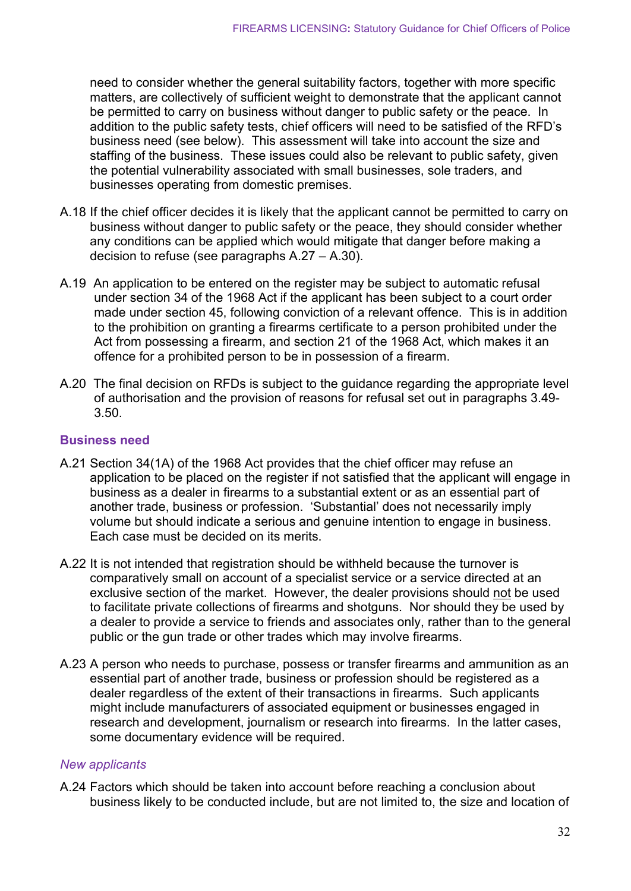need to consider whether the general suitability factors, together with more specific matters, are collectively of sufficient weight to demonstrate that the applicant cannot be permitted to carry on business without danger to public safety or the peace. In addition to the public safety tests, chief officers will need to be satisfied of the RFD's business need (see below). This assessment will take into account the size and staffing of the business. These issues could also be relevant to public safety, given the potential vulnerability associated with small businesses, sole traders, and businesses operating from domestic premises.

A.18 If the chief officer decides it is likely that the applicant cannot be permitted to carry on business without danger to public safety or the peace, they should consider whether any conditions can be applied which would mitigate that danger before making a decision to refuse (see paragraphs A.27 – A.30).

A.19 An application to be entered on the register may be subject to automatic refusal under section 34 of the 1968 Act if the applicant has been subject to a court order made under section 45, following conviction of a relevant offence. This is in addition to the prohibition on granting a firearms certificate to a person prohibited under the Act from possessing a firearm, and section 21 of the 1968 Act, which makes it an offence for a prohibited person to be in possession of a firearm.

A.20 The final decision on RFDs is subject to the guidance regarding the appropriate level of authorisation and the provision of reasons for refusal set out in paragraphs 3.49-3.50.

## Business need

A.21 Section 34(1A) of the 1968 Act provides that the chief officer may refuse an application to be placed on the register if not satisfied that the applicant will engage in business as a dealer in firearms to a substantial extent or as an essential part of another trade, business or profession. 'Substantial' does not necessarily imply volume but should indicate a serious and genuine intention to engage in business. Each case must be decided on its merits.

A.22 It is not intended that registration should be withheld because the turnover is comparatively small on account of a specialist service or a service directed at an exclusive section of the market. However, the dealer provisions should <u>not</u> be used to facilitate private collections of firearms and shotguns. Nor should they be used by a dealer to provide a service to friends and associates only, rather than to the general public or the gun trade or other trades which may involve firearms.

A.23 A person who needs to purchase, possess or transfer firearms and ammunition as an essential part of another trade, business or profession should be registered as a dealer regardless of the extent of their transactions in firearms. Such applicants might include manufacturers of associated equipment or businesses engaged in research and development, journalism or research into firearms. In the latter cases, some documentary evidence will be required.

### *New applicants*

A.24 Factors which should be taken into account before reaching a conclusion about business likely to be conducted include, but are not limited to, the size and location of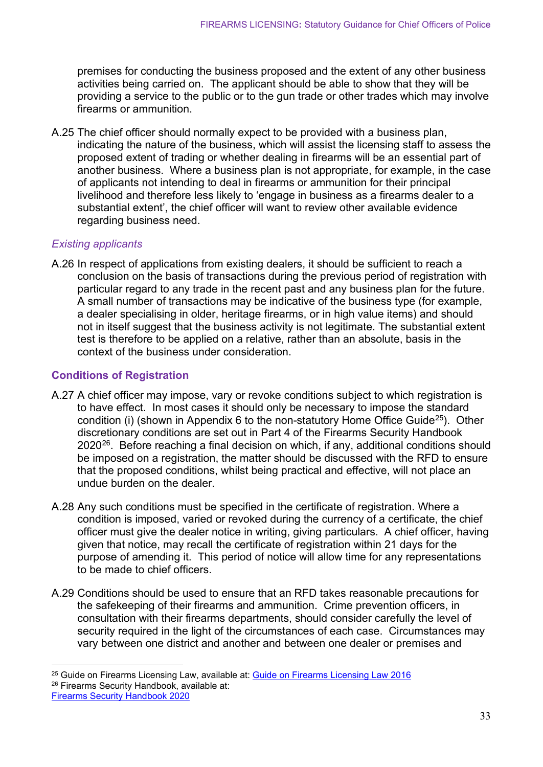premises for conducting the business proposed and the extent of any other business activities being carried on. The applicant should be able to show that they will be providing a service to the public or to the gun trade or other trades which may involve firearms or ammunition.

A.25 The chief officer should normally expect to be provided with a business plan, indicating the nature of the business, which will assist the licensing staff to assess the proposed extent of trading or whether dealing in firearms will be an essential part of another business. Where a business plan is not appropriate, for example, in the case of applicants not intending to deal in firearms or ammunition for their principal livelihood and therefore less likely to 'engage in business as a firearms dealer to a substantial extent', the chief officer will want to review other available evidence regarding business need.

### *Existing applicants*

A.26 In respect of applications from existing dealers, it should be sufficient to reach a conclusion on the basis of transactions during the previous period of registration with particular regard to any trade in the recent past and any business plan for the future. A small number of transactions may be indicative of the business type (for example, a dealer specialising in older, heritage firearms, or in high value items) and should not in itself suggest that the business activity is not legitimate. The substantial extent test is therefore to be applied on a relative, rather than an absolute, basis in the context of the business under consideration.

## Conditions of Registration

A.27 A chief officer may impose, vary or revoke conditions subject to which registration is to have effect. In most cases it should only be necessary to impose the standard condition (i) (shown in Appendix 6 to the non-statutory Home Office Guide[25]). Other discretionary conditions are set out in Part 4 of the Firearms Security Handbook 2020[26]. Before reaching a final decision on which, if any, additional conditions should be imposed on a registration, the matter should be discussed with the RFD to ensure that the proposed conditions, whilst being practical and effective, will not place an undue burden on the dealer.

A.28 Any such conditions must be specified in the certificate of registration. Where a condition is imposed, varied or revoked during the currency of a certificate, the chief officer must give the dealer notice in writing, giving particulars. A chief officer, having given that notice, may recall the certificate of registration within 21 days for the purpose of amending it. This period of notice will allow time for any representations to be made to chief officers.

A.29 Conditions should be used to ensure that an RFD takes reasonable precautions for the safekeeping of their firearms and ammunition. Crime prevention officers, in consultation with their firearms departments, should consider carefully the level of security required in the light of the circumstances of each case. Circumstances may vary between one district and another and between one dealer or premises and

---

[25] Guide on Firearms Licensing Law, available at: [Guide on Firearms Licensing Law 2016]

[26] Firearms Security Handbook, available at: [Firearms Security Handbook 2020]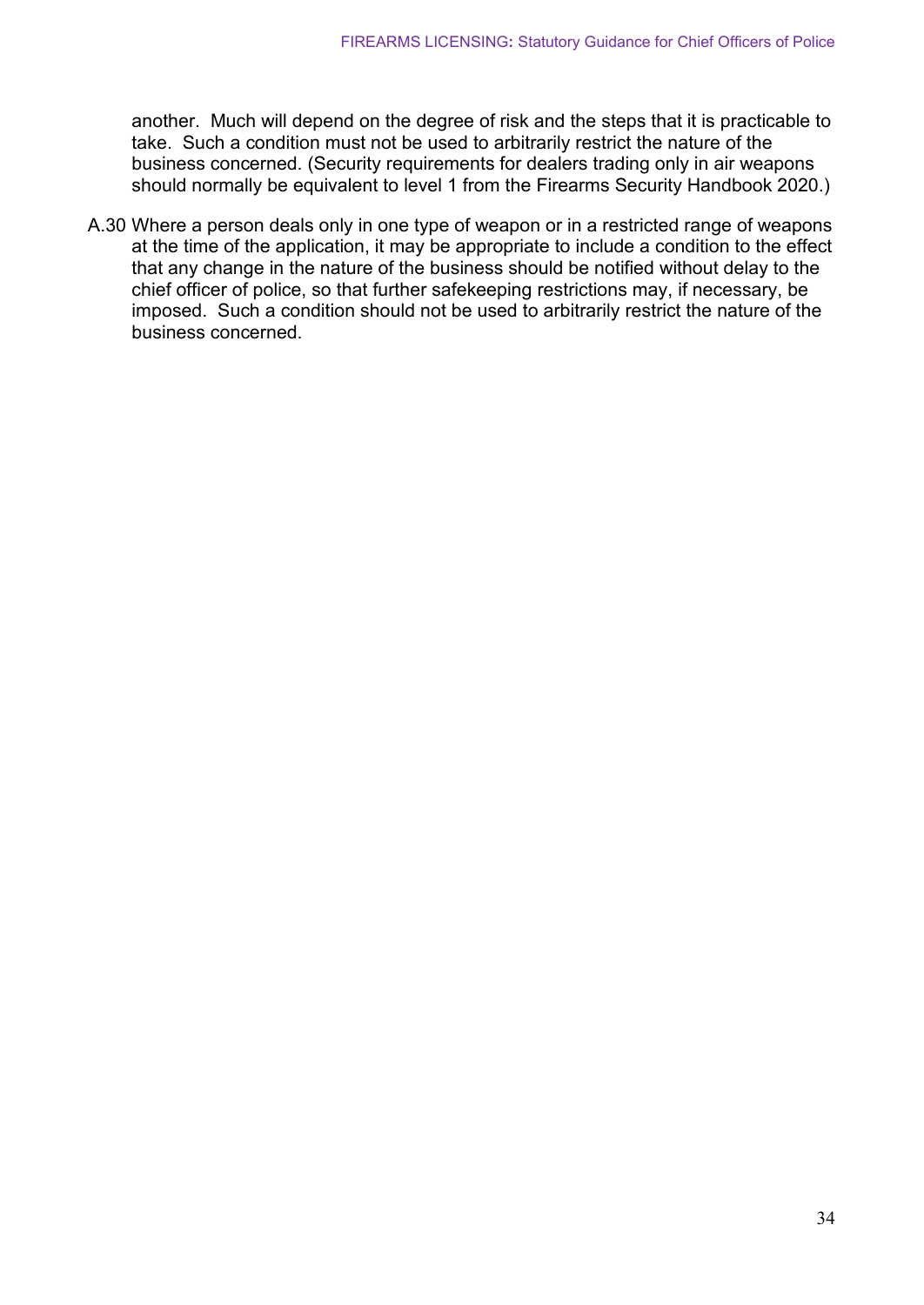another. Much will depend on the degree of risk and the steps that it is practicable to take. Such a condition must not be used to arbitrarily restrict the nature of the business concerned. (Security requirements for dealers trading only in air weapons should normally be equivalent to level 1 from the Firearms Security Handbook 2020.)

A.30 Where a person deals only in one type of weapon or in a restricted range of weapons at the time of the application, it may be appropriate to include a condition to the effect that any change in the nature of the business should be notified without delay to the chief officer of police, so that further safekeeping restrictions may, if necessary, be imposed. Such a condition should not be used to arbitrarily restrict the nature of the business concerned.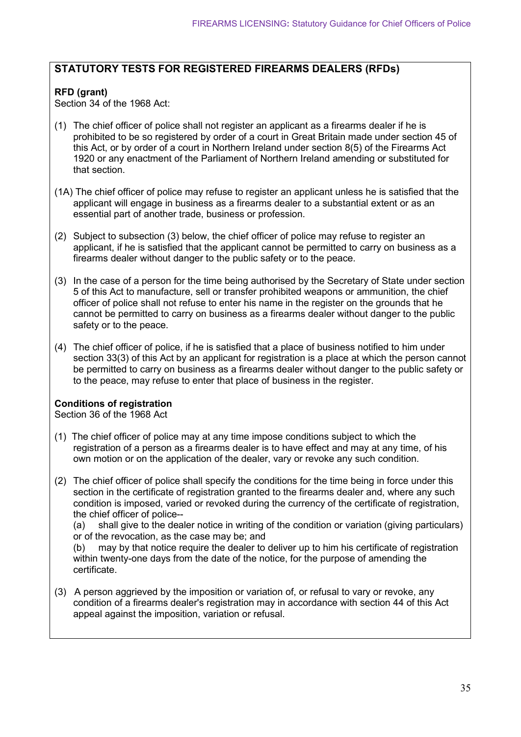## STATUTORY TESTS FOR REGISTERED FIREARMS DEALERS (RFDs)

**RFD (grant)**
Section 34 of the 1968 Act:

(1) The chief officer of police shall not register an applicant as a firearms dealer if he is prohibited to be so registered by order of a court in Great Britain made under section 45 of this Act, or by order of a court in Northern Ireland under section 8(5) of the Firearms Act 1920 or any enactment of the Parliament of Northern Ireland amending or substituted for that section.

(1A) The chief officer of police may refuse to register an applicant unless he is satisfied that the applicant will engage in business as a firearms dealer to a substantial extent or as an essential part of another trade, business or profession.

(2) Subject to subsection (3) below, the chief officer of police may refuse to register an applicant, if he is satisfied that the applicant cannot be permitted to carry on business as a firearms dealer without danger to the public safety or to the peace.

(3) In the case of a person for the time being authorised by the Secretary of State under section 5 of this Act to manufacture, sell or transfer prohibited weapons or ammunition, the chief officer of police shall not refuse to enter his name in the register on the grounds that he cannot be permitted to carry on business as a firearms dealer without danger to the public safety or to the peace.

(4) The chief officer of police, if he is satisfied that a place of business notified to him under section 33(3) of this Act by an applicant for registration is a place at which the person cannot be permitted to carry on business as a firearms dealer without danger to the public safety or to the peace, may refuse to enter that place of business in the register.

**Conditions of registration**
Section 36 of the 1968 Act

(1) The chief officer of police may at any time impose conditions subject to which the registration of a person as a firearms dealer is to have effect and may at any time, of his own motion or on the application of the dealer, vary or revoke any such condition.

(2) The chief officer of police shall specify the conditions for the time being in force under this section in the certificate of registration granted to the firearms dealer and, where any such condition is imposed, varied or revoked during the currency of the certificate of registration, the chief officer of police--
(a) shall give to the dealer notice in writing of the condition or variation (giving particulars) or of the revocation, as the case may be; and
(b) may by that notice require the dealer to deliver up to him his certificate of registration within twenty-one days from the date of the notice, for the purpose of amending the certificate.

(3) A person aggrieved by the imposition or variation of, or refusal to vary or revoke, any condition of a firearms dealer's registration may in accordance with section 44 of this Act appeal against the imposition, variation or refusal.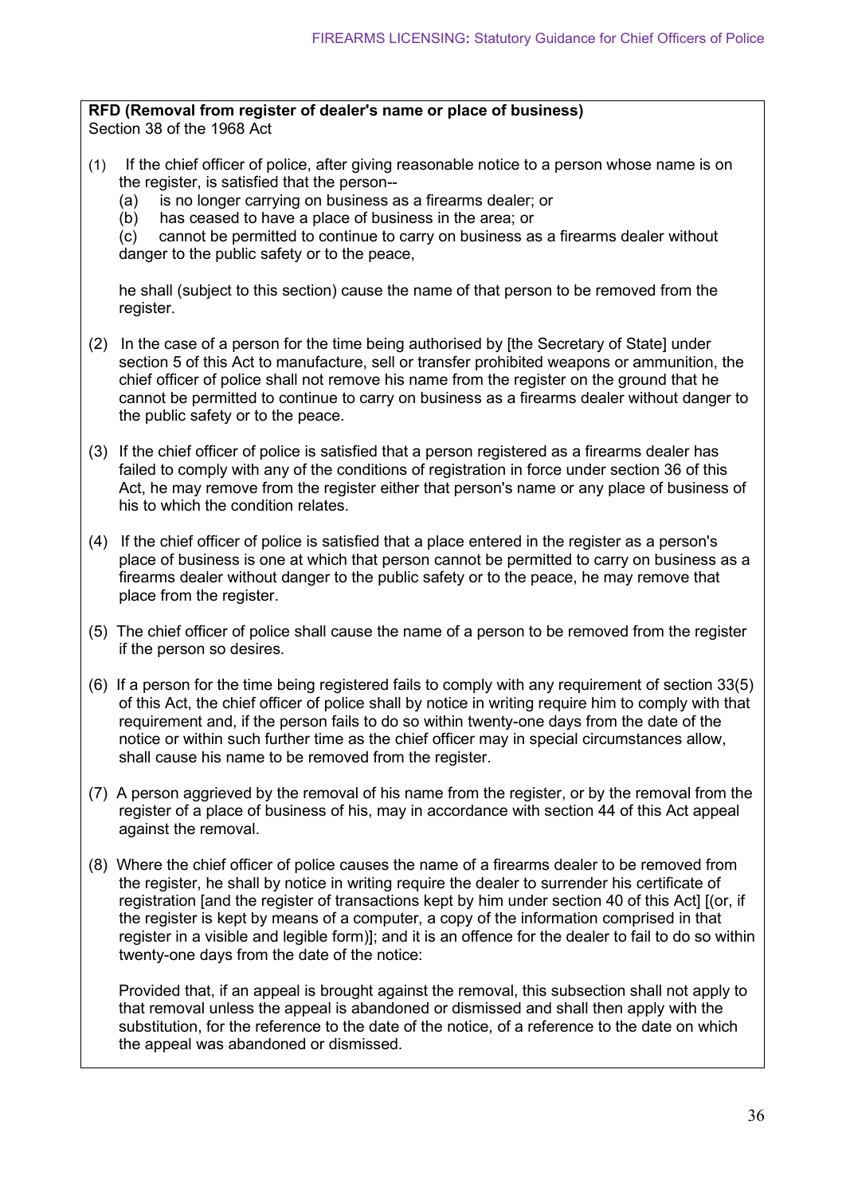**RFD (Removal from register of dealer's name or place of business)**
Section 38 of the 1968 Act

(1) If the chief officer of police, after giving reasonable notice to a person whose name is on the register, is satisfied that the person--

(a) is no longer carrying on business as a firearms dealer; or
(b) has ceased to have a place of business in the area; or
(c) cannot be permitted to continue to carry on business as a firearms dealer without danger to the public safety or to the peace,

he shall (subject to this section) cause the name of that person to be removed from the register.

(2) In the case of a person for the time being authorised by [the Secretary of State] under section 5 of this Act to manufacture, sell or transfer prohibited weapons or ammunition, the chief officer of police shall not remove his name from the register on the ground that he cannot be permitted to continue to carry on business as a firearms dealer without danger to the public safety or to the peace.

(3) If the chief officer of police is satisfied that a person registered as a firearms dealer has failed to comply with any of the conditions of registration in force under section 36 of this Act, he may remove from the register either that person's name or any place of business of his to which the condition relates.

(4) If the chief officer of police is satisfied that a place entered in the register as a person's place of business is one at which that person cannot be permitted to carry on business as a firearms dealer without danger to the public safety or to the peace, he may remove that place from the register.

(5) The chief officer of police shall cause the name of a person to be removed from the register if the person so desires.

(6) If a person for the time being registered fails to comply with any requirement of section 33(5) of this Act, the chief officer of police shall by notice in writing require him to comply with that requirement and, if the person fails to do so within twenty-one days from the date of the notice or within such further time as the chief officer may in special circumstances allow, shall cause his name to be removed from the register.

(7) A person aggrieved by the removal of his name from the register, or by the removal from the register of a place of business of his, may in accordance with section 44 of this Act appeal against the removal.

(8) Where the chief officer of police causes the name of a firearms dealer to be removed from the register, he shall by notice in writing require the dealer to surrender his certificate of registration [and the register of transactions kept by him under section 40 of this Act] [(or, if the register is kept by means of a computer, a copy of the information comprised in that register in a visible and legible form)]; and it is an offence for the dealer to fail to do so within twenty-one days from the date of the notice:

Provided that, if an appeal is brought against the removal, this subsection shall not apply to that removal unless the appeal is abandoned or dismissed and shall then apply with the substitution, for the reference to the date of the notice, of a reference to the date on which the appeal was abandoned or dismissed.